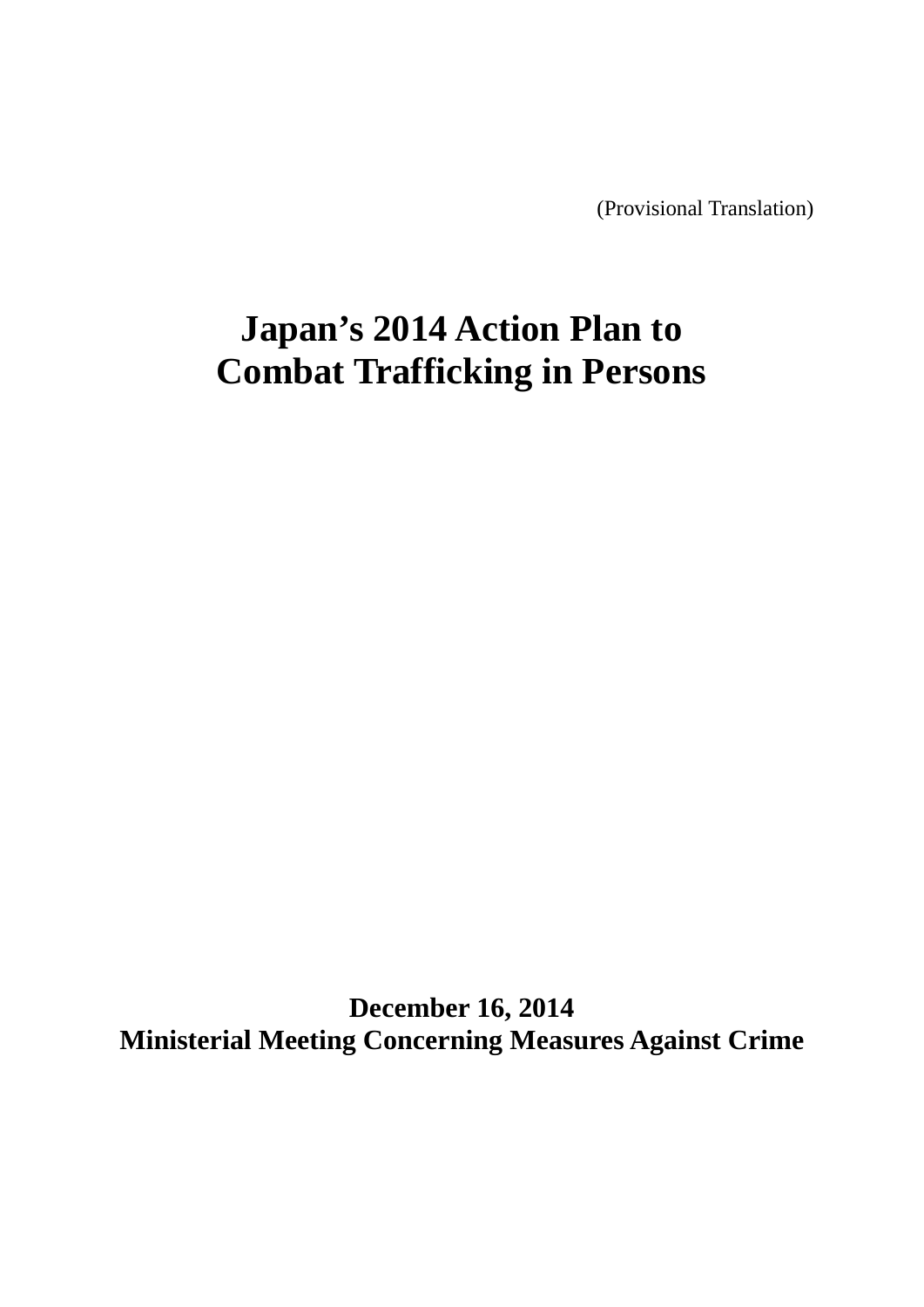(Provisional Translation)

# Japan's 2014 Action Plan to Combat Trafficking in Persons

**December 16, 2014**
**Ministerial Meeting Concerning Measures Against Crime**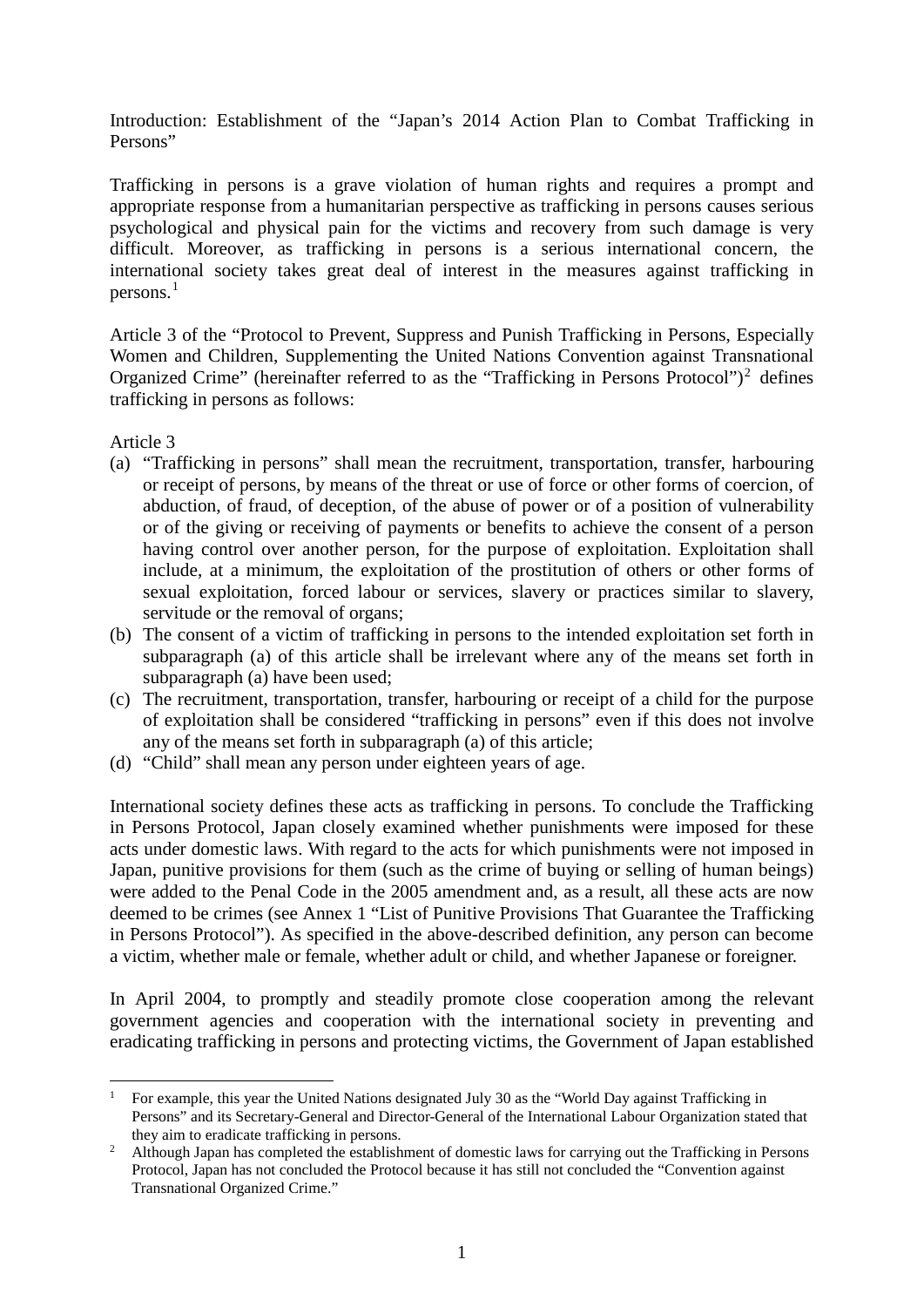Introduction: Establishment of the "Japan's 2014 Action Plan to Combat Trafficking in Persons"

Trafficking in persons is a grave violation of human rights and requires a prompt and appropriate response from a humanitarian perspective as trafficking in persons causes serious psychological and physical pain for the victims and recovery from such damage is very difficult. Moreover, as trafficking in persons is a serious international concern, the international society takes great deal of interest in the measures against trafficking in persons.[1]

Article 3 of the "Protocol to Prevent, Suppress and Punish Trafficking in Persons, Especially Women and Children, Supplementing the United Nations Convention against Transnational Organized Crime" (hereinafter referred to as the "Trafficking in Persons Protocol")[2] defines trafficking in persons as follows:

Article 3

(a) "Trafficking in persons" shall mean the recruitment, transportation, transfer, harbouring or receipt of persons, by means of the threat or use of force or other forms of coercion, of abduction, of fraud, of deception, of the abuse of power or of a position of vulnerability or of the giving or receiving of payments or benefits to achieve the consent of a person having control over another person, for the purpose of exploitation. Exploitation shall include, at a minimum, the exploitation of the prostitution of others or other forms of sexual exploitation, forced labour or services, slavery or practices similar to slavery, servitude or the removal of organs;

(b) The consent of a victim of trafficking in persons to the intended exploitation set forth in subparagraph (a) of this article shall be irrelevant where any of the means set forth in subparagraph (a) have been used;

(c) The recruitment, transportation, transfer, harbouring or receipt of a child for the purpose of exploitation shall be considered "trafficking in persons" even if this does not involve any of the means set forth in subparagraph (a) of this article;

(d) "Child" shall mean any person under eighteen years of age.

International society defines these acts as trafficking in persons. To conclude the Trafficking in Persons Protocol, Japan closely examined whether punishments were imposed for these acts under domestic laws. With regard to the acts for which punishments were not imposed in Japan, punitive provisions for them (such as the crime of buying or selling of human beings) were added to the Penal Code in the 2005 amendment and, as a result, all these acts are now deemed to be crimes (see Annex 1 "List of Punitive Provisions That Guarantee the Trafficking in Persons Protocol"). As specified in the above-described definition, any person can become a victim, whether male or female, whether adult or child, and whether Japanese or foreigner.

In April 2004, to promptly and steadily promote close cooperation among the relevant government agencies and cooperation with the international society in preventing and eradicating trafficking in persons and protecting victims, the Government of Japan established

---

[1] For example, this year the United Nations designated July 30 as the "World Day against Trafficking in Persons" and its Secretary-General and Director-General of the International Labour Organization stated that they aim to eradicate trafficking in persons.

[2] Although Japan has completed the establishment of domestic laws for carrying out the Trafficking in Persons Protocol, Japan has not concluded the Protocol because it has still not concluded the "Convention against Transnational Organized Crime."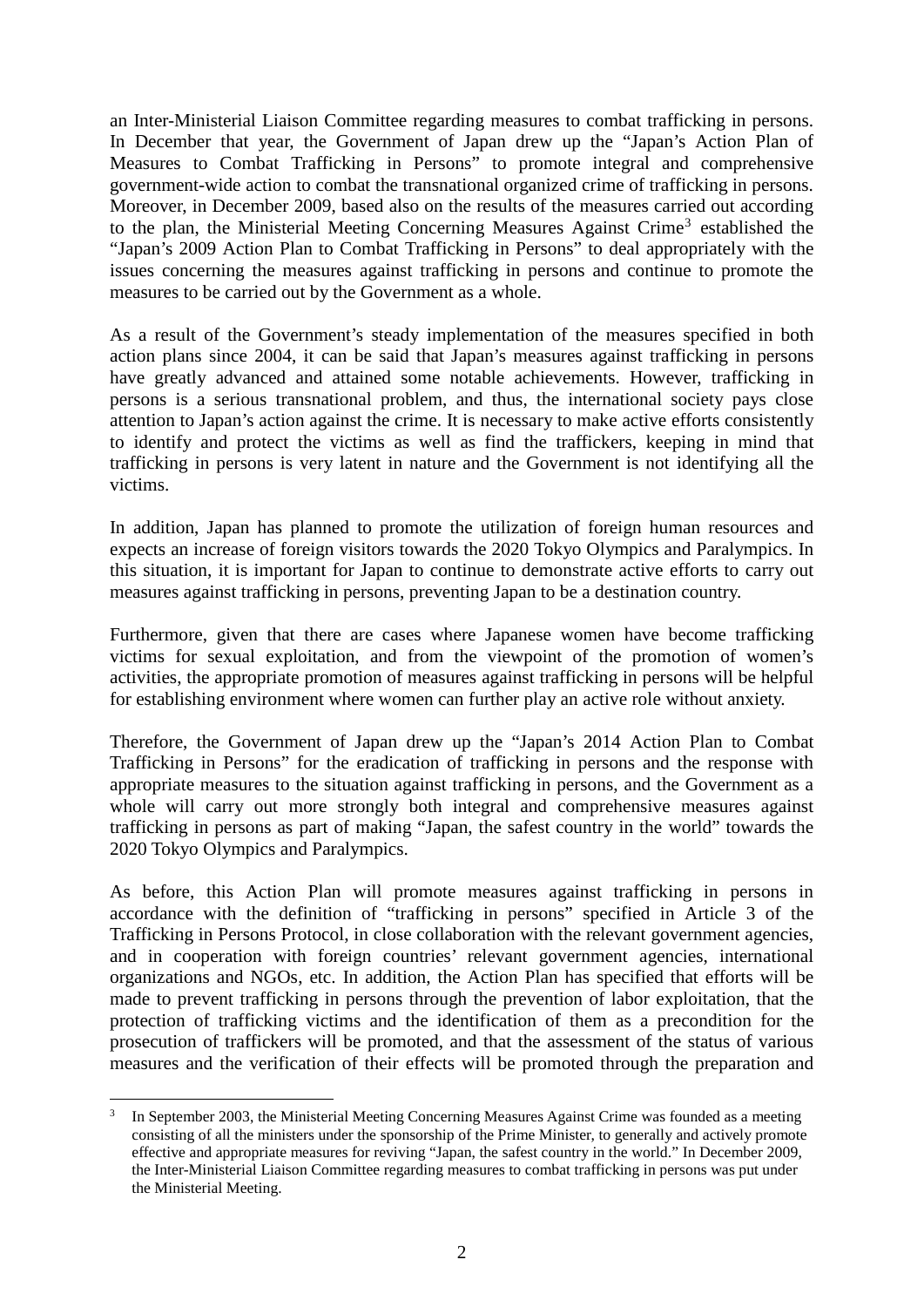an Inter-Ministerial Liaison Committee regarding measures to combat trafficking in persons. In December that year, the Government of Japan drew up the "Japan's Action Plan of Measures to Combat Trafficking in Persons" to promote integral and comprehensive government-wide action to combat the transnational organized crime of trafficking in persons. Moreover, in December 2009, based also on the results of the measures carried out according to the plan, the Ministerial Meeting Concerning Measures Against Crime[3] established the "Japan's 2009 Action Plan to Combat Trafficking in Persons" to deal appropriately with the issues concerning the measures against trafficking in persons and continue to promote the measures to be carried out by the Government as a whole.

As a result of the Government's steady implementation of the measures specified in both action plans since 2004, it can be said that Japan's measures against trafficking in persons have greatly advanced and attained some notable achievements. However, trafficking in persons is a serious transnational problem, and thus, the international society pays close attention to Japan's action against the crime. It is necessary to make active efforts consistently to identify and protect the victims as well as find the traffickers, keeping in mind that trafficking in persons is very latent in nature and the Government is not identifying all the victims.

In addition, Japan has planned to promote the utilization of foreign human resources and expects an increase of foreign visitors towards the 2020 Tokyo Olympics and Paralympics. In this situation, it is important for Japan to continue to demonstrate active efforts to carry out measures against trafficking in persons, preventing Japan to be a destination country.

Furthermore, given that there are cases where Japanese women have become trafficking victims for sexual exploitation, and from the viewpoint of the promotion of women's activities, the appropriate promotion of measures against trafficking in persons will be helpful for establishing environment where women can further play an active role without anxiety.

Therefore, the Government of Japan drew up the "Japan's 2014 Action Plan to Combat Trafficking in Persons" for the eradication of trafficking in persons and the response with appropriate measures to the situation against trafficking in persons, and the Government as a whole will carry out more strongly both integral and comprehensive measures against trafficking in persons as part of making "Japan, the safest country in the world" towards the 2020 Tokyo Olympics and Paralympics.

As before, this Action Plan will promote measures against trafficking in persons in accordance with the definition of "trafficking in persons" specified in Article 3 of the Trafficking in Persons Protocol, in close collaboration with the relevant government agencies, and in cooperation with foreign countries' relevant government agencies, international organizations and NGOs, etc. In addition, the Action Plan has specified that efforts will be made to prevent trafficking in persons through the prevention of labor exploitation, that the protection of trafficking victims and the identification of them as a precondition for the prosecution of traffickers will be promoted, and that the assessment of the status of various measures and the verification of their effects will be promoted through the preparation and

---

[3] In September 2003, the Ministerial Meeting Concerning Measures Against Crime was founded as a meeting consisting of all the ministers under the sponsorship of the Prime Minister, to generally and actively promote effective and appropriate measures for reviving "Japan, the safest country in the world." In December 2009, the Inter-Ministerial Liaison Committee regarding measures to combat trafficking in persons was put under the Ministerial Meeting.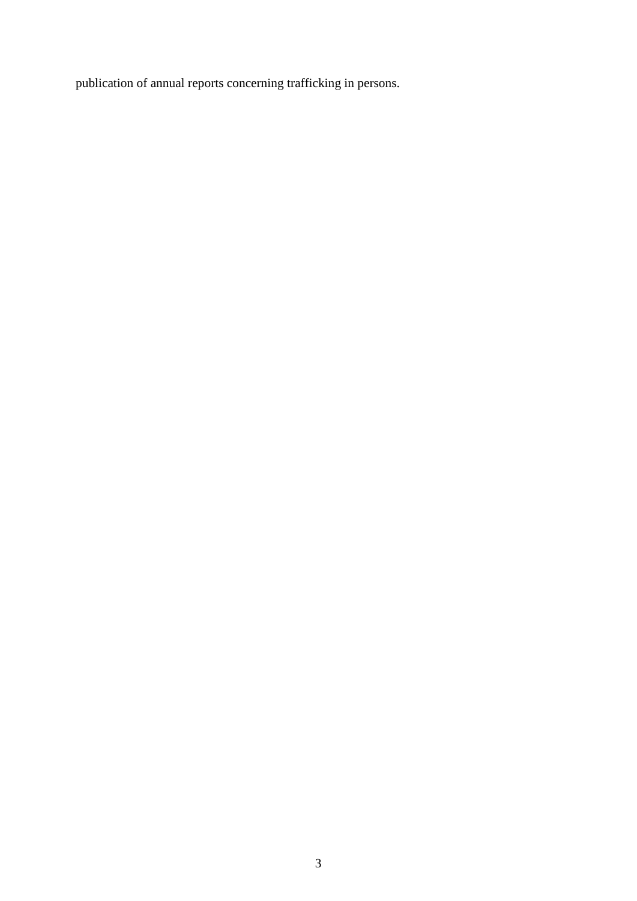publication of annual reports concerning trafficking in persons.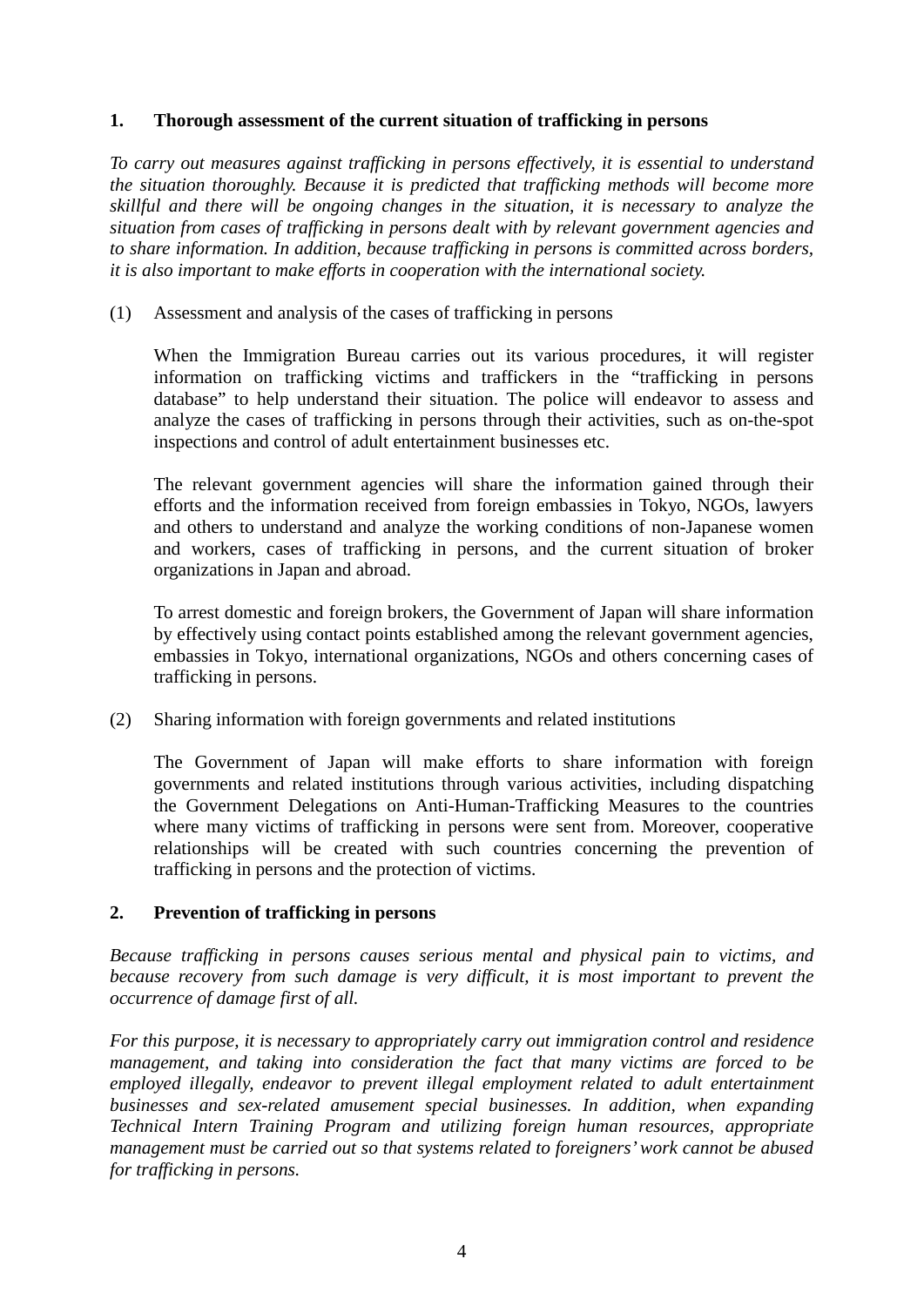## 1. Thorough assessment of the current situation of trafficking in persons

*To carry out measures against trafficking in persons effectively, it is essential to understand the situation thoroughly. Because it is predicted that trafficking methods will become more skillful and there will be ongoing changes in the situation, it is necessary to analyze the situation from cases of trafficking in persons dealt with by relevant government agencies and to share information. In addition, because trafficking in persons is committed across borders, it is also important to make efforts in cooperation with the international society.*

(1) Assessment and analysis of the cases of trafficking in persons

When the Immigration Bureau carries out its various procedures, it will register information on trafficking victims and traffickers in the "trafficking in persons database" to help understand their situation. The police will endeavor to assess and analyze the cases of trafficking in persons through their activities, such as on-the-spot inspections and control of adult entertainment businesses etc.

The relevant government agencies will share the information gained through their efforts and the information received from foreign embassies in Tokyo, NGOs, lawyers and others to understand and analyze the working conditions of non-Japanese women and workers, cases of trafficking in persons, and the current situation of broker organizations in Japan and abroad.

To arrest domestic and foreign brokers, the Government of Japan will share information by effectively using contact points established among the relevant government agencies, embassies in Tokyo, international organizations, NGOs and others concerning cases of trafficking in persons.

(2) Sharing information with foreign governments and related institutions

The Government of Japan will make efforts to share information with foreign governments and related institutions through various activities, including dispatching the Government Delegations on Anti-Human-Trafficking Measures to the countries where many victims of trafficking in persons were sent from. Moreover, cooperative relationships will be created with such countries concerning the prevention of trafficking in persons and the protection of victims.

## 2. Prevention of trafficking in persons

*Because trafficking in persons causes serious mental and physical pain to victims, and because recovery from such damage is very difficult, it is most important to prevent the occurrence of damage first of all.*

*For this purpose, it is necessary to appropriately carry out immigration control and residence management, and taking into consideration the fact that many victims are forced to be employed illegally, endeavor to prevent illegal employment related to adult entertainment businesses and sex-related amusement special businesses. In addition, when expanding Technical Intern Training Program and utilizing foreign human resources, appropriate management must be carried out so that systems related to foreigners' work cannot be abused for trafficking in persons.*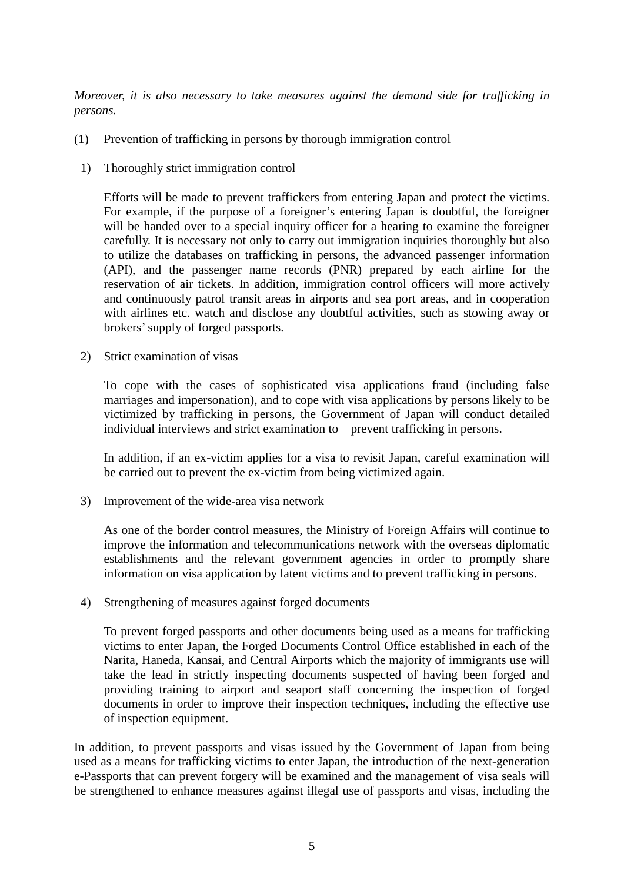*Moreover, it is also necessary to take measures against the demand side for trafficking in persons.*

(1) Prevention of trafficking in persons by thorough immigration control

1) Thoroughly strict immigration control

Efforts will be made to prevent traffickers from entering Japan and protect the victims. For example, if the purpose of a foreigner's entering Japan is doubtful, the foreigner will be handed over to a special inquiry officer for a hearing to examine the foreigner carefully. It is necessary not only to carry out immigration inquiries thoroughly but also to utilize the databases on trafficking in persons, the advanced passenger information (API), and the passenger name records (PNR) prepared by each airline for the reservation of air tickets. In addition, immigration control officers will more actively and continuously patrol transit areas in airports and sea port areas, and in cooperation with airlines etc. watch and disclose any doubtful activities, such as stowing away or brokers' supply of forged passports.

2) Strict examination of visas

To cope with the cases of sophisticated visa applications fraud (including false marriages and impersonation), and to cope with visa applications by persons likely to be victimized by trafficking in persons, the Government of Japan will conduct detailed individual interviews and strict examination to prevent trafficking in persons.

In addition, if an ex-victim applies for a visa to revisit Japan, careful examination will be carried out to prevent the ex-victim from being victimized again.

3) Improvement of the wide-area visa network

As one of the border control measures, the Ministry of Foreign Affairs will continue to improve the information and telecommunications network with the overseas diplomatic establishments and the relevant government agencies in order to promptly share information on visa application by latent victims and to prevent trafficking in persons.

4) Strengthening of measures against forged documents

To prevent forged passports and other documents being used as a means for trafficking victims to enter Japan, the Forged Documents Control Office established in each of the Narita, Haneda, Kansai, and Central Airports which the majority of immigrants use will take the lead in strictly inspecting documents suspected of having been forged and providing training to airport and seaport staff concerning the inspection of forged documents in order to improve their inspection techniques, including the effective use of inspection equipment.

In addition, to prevent passports and visas issued by the Government of Japan from being used as a means for trafficking victims to enter Japan, the introduction of the next-generation e-Passports that can prevent forgery will be examined and the management of visa seals will be strengthened to enhance measures against illegal use of passports and visas, including the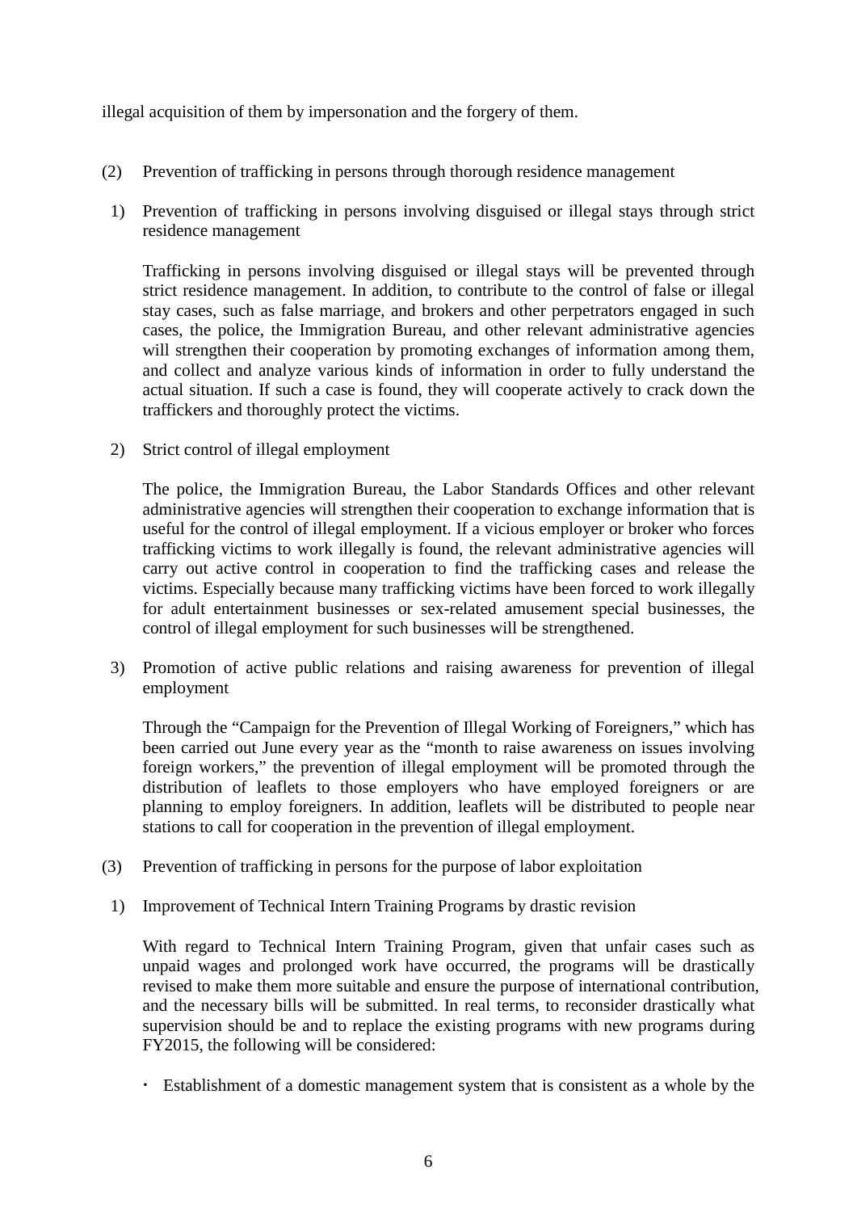illegal acquisition of them by impersonation and the forgery of them.

(2) Prevention of trafficking in persons through thorough residence management

1) Prevention of trafficking in persons involving disguised or illegal stays through strict residence management

Trafficking in persons involving disguised or illegal stays will be prevented through strict residence management. In addition, to contribute to the control of false or illegal stay cases, such as false marriage, and brokers and other perpetrators engaged in such cases, the police, the Immigration Bureau, and other relevant administrative agencies will strengthen their cooperation by promoting exchanges of information among them, and collect and analyze various kinds of information in order to fully understand the actual situation. If such a case is found, they will cooperate actively to crack down the traffickers and thoroughly protect the victims.

2) Strict control of illegal employment

The police, the Immigration Bureau, the Labor Standards Offices and other relevant administrative agencies will strengthen their cooperation to exchange information that is useful for the control of illegal employment. If a vicious employer or broker who forces trafficking victims to work illegally is found, the relevant administrative agencies will carry out active control in cooperation to find the trafficking cases and release the victims. Especially because many trafficking victims have been forced to work illegally for adult entertainment businesses or sex-related amusement special businesses, the control of illegal employment for such businesses will be strengthened.

3) Promotion of active public relations and raising awareness for prevention of illegal employment

Through the "Campaign for the Prevention of Illegal Working of Foreigners," which has been carried out June every year as the "month to raise awareness on issues involving foreign workers," the prevention of illegal employment will be promoted through the distribution of leaflets to those employers who have employed foreigners or are planning to employ foreigners. In addition, leaflets will be distributed to people near stations to call for cooperation in the prevention of illegal employment.

(3) Prevention of trafficking in persons for the purpose of labor exploitation

1) Improvement of Technical Intern Training Programs by drastic revision

With regard to Technical Intern Training Program, given that unfair cases such as unpaid wages and prolonged work have occurred, the programs will be drastically revised to make them more suitable and ensure the purpose of international contribution, and the necessary bills will be submitted. In real terms, to reconsider drastically what supervision should be and to replace the existing programs with new programs during FY2015, the following will be considered:

・ Establishment of a domestic management system that is consistent as a whole by the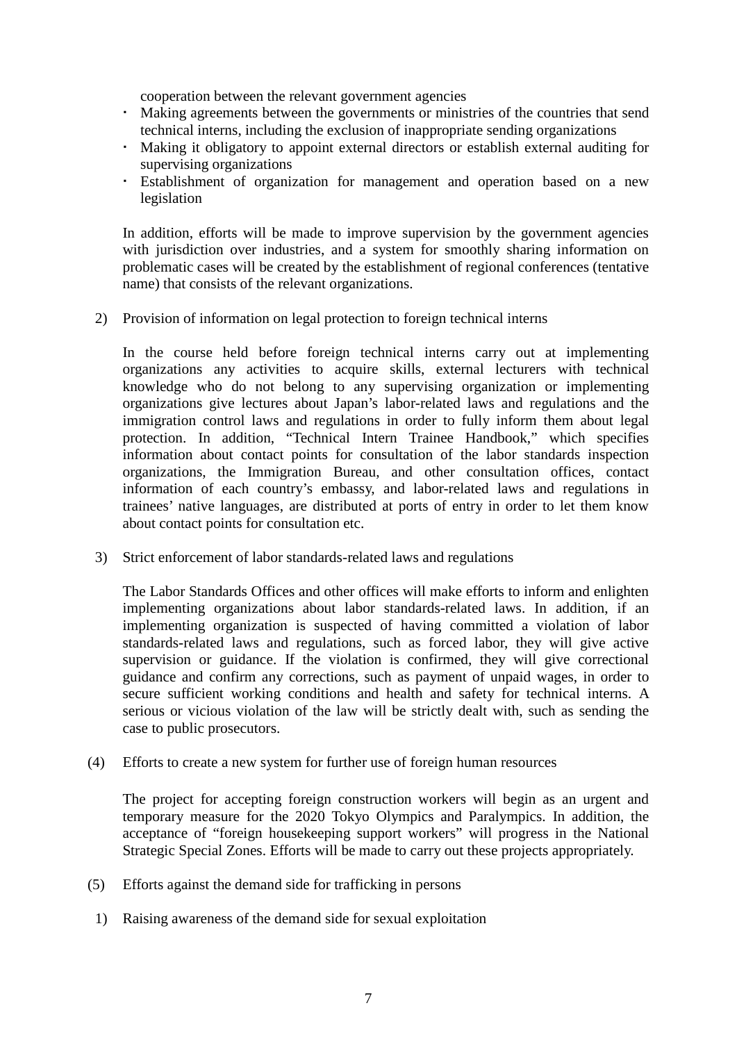cooperation between the relevant government agencies

- Making agreements between the governments or ministries of the countries that send technical interns, including the exclusion of inappropriate sending organizations
- Making it obligatory to appoint external directors or establish external auditing for supervising organizations
- Establishment of organization for management and operation based on a new legislation

In addition, efforts will be made to improve supervision by the government agencies with jurisdiction over industries, and a system for smoothly sharing information on problematic cases will be created by the establishment of regional conferences (tentative name) that consists of the relevant organizations.

2) Provision of information on legal protection to foreign technical interns

In the course held before foreign technical interns carry out at implementing organizations any activities to acquire skills, external lecturers with technical knowledge who do not belong to any supervising organization or implementing organizations give lectures about Japan's labor-related laws and regulations and the immigration control laws and regulations in order to fully inform them about legal protection. In addition, "Technical Intern Trainee Handbook," which specifies information about contact points for consultation of the labor standards inspection organizations, the Immigration Bureau, and other consultation offices, contact information of each country's embassy, and labor-related laws and regulations in trainees' native languages, are distributed at ports of entry in order to let them know about contact points for consultation etc.

3) Strict enforcement of labor standards-related laws and regulations

The Labor Standards Offices and other offices will make efforts to inform and enlighten implementing organizations about labor standards-related laws. In addition, if an implementing organization is suspected of having committed a violation of labor standards-related laws and regulations, such as forced labor, they will give active supervision or guidance. If the violation is confirmed, they will give correctional guidance and confirm any corrections, such as payment of unpaid wages, in order to secure sufficient working conditions and health and safety for technical interns. A serious or vicious violation of the law will be strictly dealt with, such as sending the case to public prosecutors.

(4) Efforts to create a new system for further use of foreign human resources

The project for accepting foreign construction workers will begin as an urgent and temporary measure for the 2020 Tokyo Olympics and Paralympics. In addition, the acceptance of "foreign housekeeping support workers" will progress in the National Strategic Special Zones. Efforts will be made to carry out these projects appropriately.

(5) Efforts against the demand side for trafficking in persons

1) Raising awareness of the demand side for sexual exploitation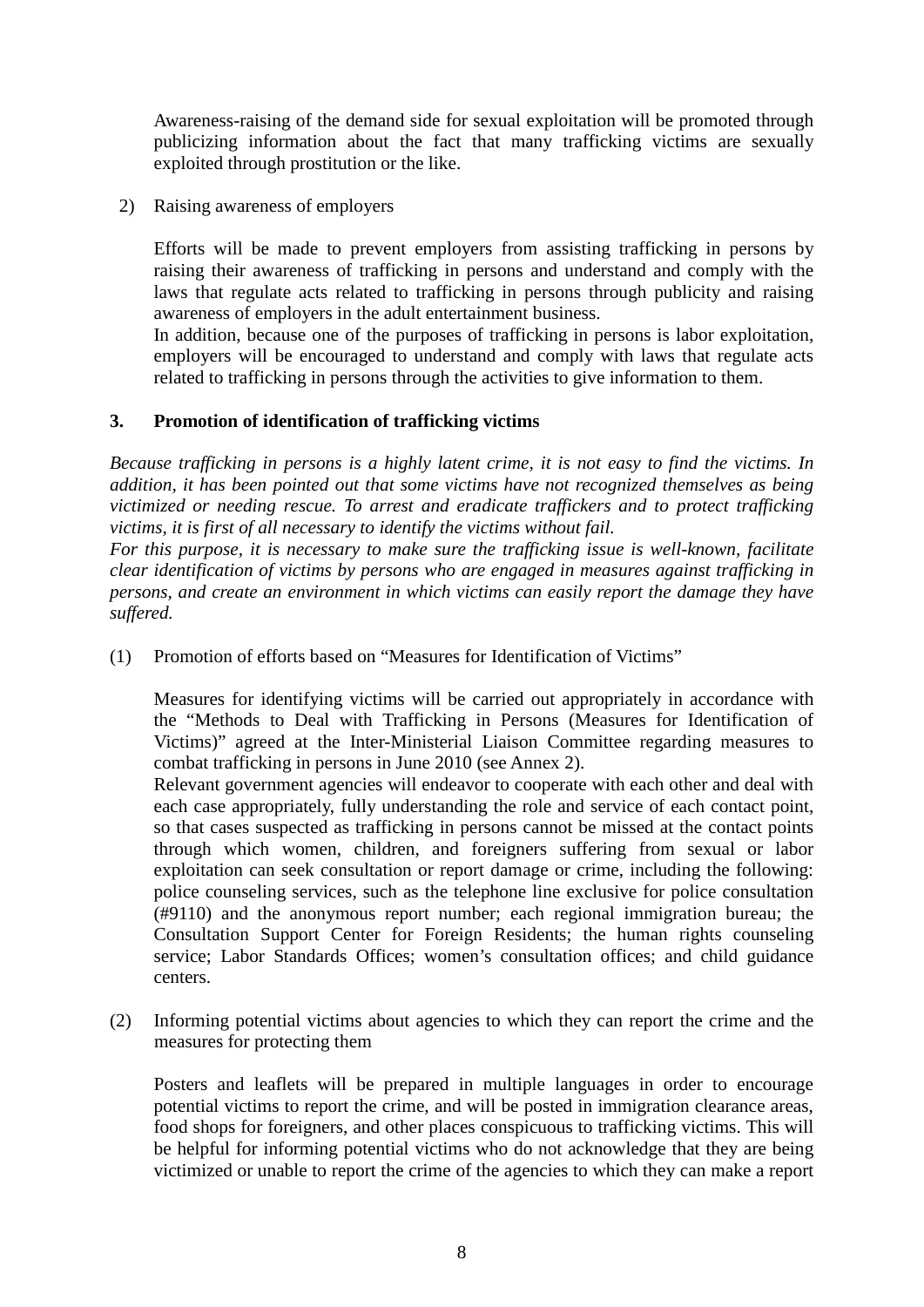Awareness-raising of the demand side for sexual exploitation will be promoted through publicizing information about the fact that many trafficking victims are sexually exploited through prostitution or the like.

2) Raising awareness of employers

Efforts will be made to prevent employers from assisting trafficking in persons by raising their awareness of trafficking in persons and understand and comply with the laws that regulate acts related to trafficking in persons through publicity and raising awareness of employers in the adult entertainment business.
In addition, because one of the purposes of trafficking in persons is labor exploitation, employers will be encouraged to understand and comply with laws that regulate acts related to trafficking in persons through the activities to give information to them.

### 3. Promotion of identification of trafficking victims

*Because trafficking in persons is a highly latent crime, it is not easy to find the victims. In addition, it has been pointed out that some victims have not recognized themselves as being victimized or needing rescue. To arrest and eradicate traffickers and to protect trafficking victims, it is first of all necessary to identify the victims without fail.*
*For this purpose, it is necessary to make sure the trafficking issue is well-known, facilitate clear identification of victims by persons who are engaged in measures against trafficking in persons, and create an environment in which victims can easily report the damage they have suffered.*

(1) Promotion of efforts based on "Measures for Identification of Victims"

Measures for identifying victims will be carried out appropriately in accordance with the "Methods to Deal with Trafficking in Persons (Measures for Identification of Victims)" agreed at the Inter-Ministerial Liaison Committee regarding measures to combat trafficking in persons in June 2010 (see Annex 2).
Relevant government agencies will endeavor to cooperate with each other and deal with each case appropriately, fully understanding the role and service of each contact point, so that cases suspected as trafficking in persons cannot be missed at the contact points through which women, children, and foreigners suffering from sexual or labor exploitation can seek consultation or report damage or crime, including the following: police counseling services, such as the telephone line exclusive for police consultation (#9110) and the anonymous report number; each regional immigration bureau; the Consultation Support Center for Foreign Residents; the human rights counseling service; Labor Standards Offices; women's consultation offices; and child guidance centers.

(2) Informing potential victims about agencies to which they can report the crime and the measures for protecting them

Posters and leaflets will be prepared in multiple languages in order to encourage potential victims to report the crime, and will be posted in immigration clearance areas, food shops for foreigners, and other places conspicuous to trafficking victims. This will be helpful for informing potential victims who do not acknowledge that they are being victimized or unable to report the crime of the agencies to which they can make a report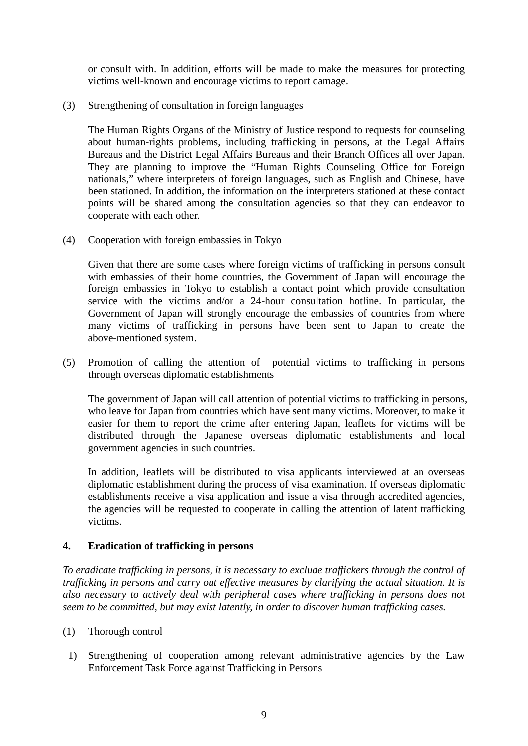or consult with. In addition, efforts will be made to make the measures for protecting victims well-known and encourage victims to report damage.

(3) Strengthening of consultation in foreign languages

The Human Rights Organs of the Ministry of Justice respond to requests for counseling about human-rights problems, including trafficking in persons, at the Legal Affairs Bureaus and the District Legal Affairs Bureaus and their Branch Offices all over Japan. They are planning to improve the "Human Rights Counseling Office for Foreign nationals," where interpreters of foreign languages, such as English and Chinese, have been stationed. In addition, the information on the interpreters stationed at these contact points will be shared among the consultation agencies so that they can endeavor to cooperate with each other.

(4) Cooperation with foreign embassies in Tokyo

Given that there are some cases where foreign victims of trafficking in persons consult with embassies of their home countries, the Government of Japan will encourage the foreign embassies in Tokyo to establish a contact point which provide consultation service with the victims and/or a 24-hour consultation hotline. In particular, the Government of Japan will strongly encourage the embassies of countries from where many victims of trafficking in persons have been sent to Japan to create the above-mentioned system.

(5) Promotion of calling the attention of potential victims to trafficking in persons through overseas diplomatic establishments

The government of Japan will call attention of potential victims to trafficking in persons, who leave for Japan from countries which have sent many victims. Moreover, to make it easier for them to report the crime after entering Japan, leaflets for victims will be distributed through the Japanese overseas diplomatic establishments and local government agencies in such countries.

In addition, leaflets will be distributed to visa applicants interviewed at an overseas diplomatic establishment during the process of visa examination. If overseas diplomatic establishments receive a visa application and issue a visa through accredited agencies, the agencies will be requested to cooperate in calling the attention of latent trafficking victims.

## 4. Eradication of trafficking in persons

*To eradicate trafficking in persons, it is necessary to exclude traffickers through the control of trafficking in persons and carry out effective measures by clarifying the actual situation. It is also necessary to actively deal with peripheral cases where trafficking in persons does not seem to be committed, but may exist latently, in order to discover human trafficking cases.*

(1) Thorough control

1) Strengthening of cooperation among relevant administrative agencies by the Law Enforcement Task Force against Trafficking in Persons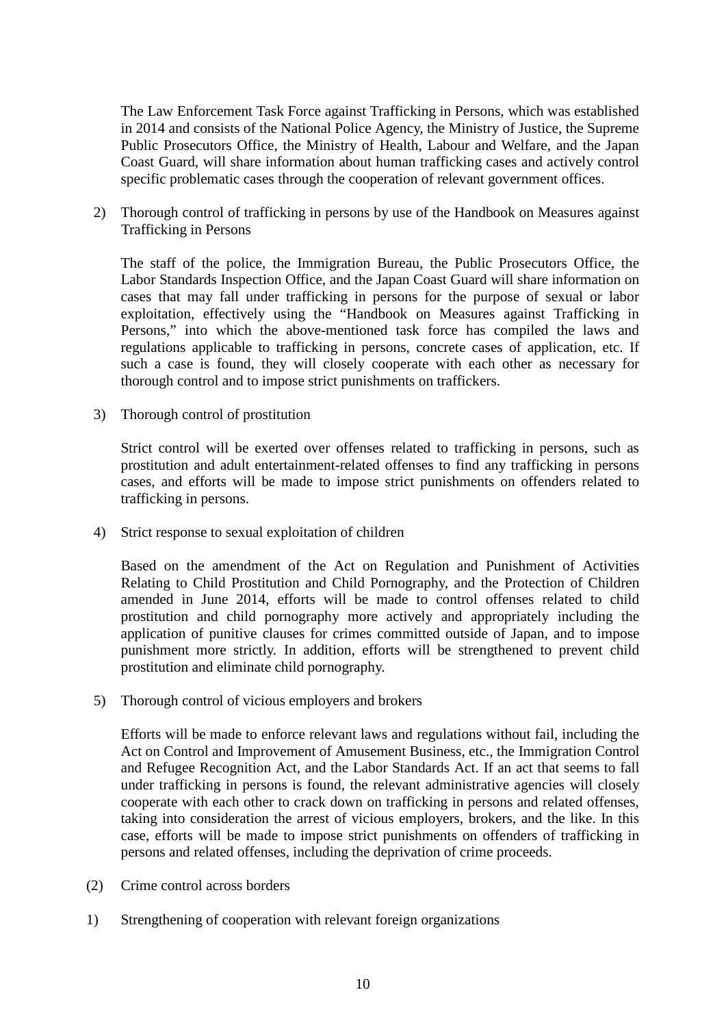The Law Enforcement Task Force against Trafficking in Persons, which was established in 2014 and consists of the National Police Agency, the Ministry of Justice, the Supreme Public Prosecutors Office, the Ministry of Health, Labour and Welfare, and the Japan Coast Guard, will share information about human trafficking cases and actively control specific problematic cases through the cooperation of relevant government offices.

2) Thorough control of trafficking in persons by use of the Handbook on Measures against Trafficking in Persons

The staff of the police, the Immigration Bureau, the Public Prosecutors Office, the Labor Standards Inspection Office, and the Japan Coast Guard will share information on cases that may fall under trafficking in persons for the purpose of sexual or labor exploitation, effectively using the "Handbook on Measures against Trafficking in Persons," into which the above-mentioned task force has compiled the laws and regulations applicable to trafficking in persons, concrete cases of application, etc. If such a case is found, they will closely cooperate with each other as necessary for thorough control and to impose strict punishments on traffickers.

3) Thorough control of prostitution

Strict control will be exerted over offenses related to trafficking in persons, such as prostitution and adult entertainment-related offenses to find any trafficking in persons cases, and efforts will be made to impose strict punishments on offenders related to trafficking in persons.

4) Strict response to sexual exploitation of children

Based on the amendment of the Act on Regulation and Punishment of Activities Relating to Child Prostitution and Child Pornography, and the Protection of Children amended in June 2014, efforts will be made to control offenses related to child prostitution and child pornography more actively and appropriately including the application of punitive clauses for crimes committed outside of Japan, and to impose punishment more strictly. In addition, efforts will be strengthened to prevent child prostitution and eliminate child pornography.

5) Thorough control of vicious employers and brokers

Efforts will be made to enforce relevant laws and regulations without fail, including the Act on Control and Improvement of Amusement Business, etc., the Immigration Control and Refugee Recognition Act, and the Labor Standards Act. If an act that seems to fall under trafficking in persons is found, the relevant administrative agencies will closely cooperate with each other to crack down on trafficking in persons and related offenses, taking into consideration the arrest of vicious employers, brokers, and the like. In this case, efforts will be made to impose strict punishments on offenders of trafficking in persons and related offenses, including the deprivation of crime proceeds.

(2) Crime control across borders

1) Strengthening of cooperation with relevant foreign organizations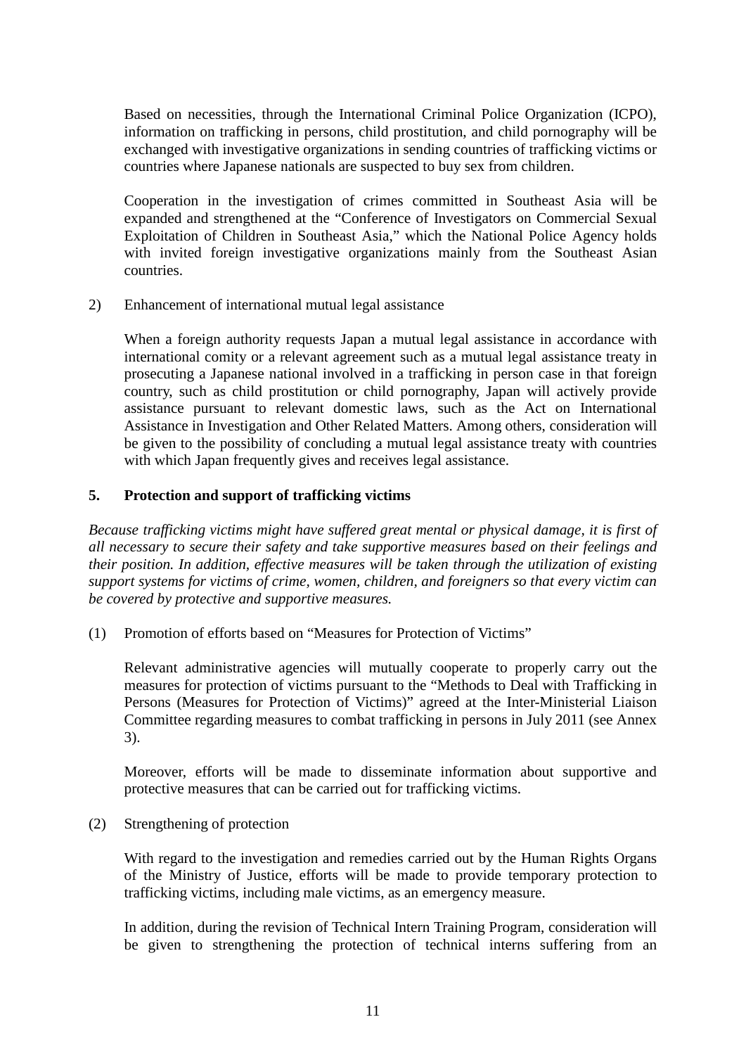Based on necessities, through the International Criminal Police Organization (ICPO), information on trafficking in persons, child prostitution, and child pornography will be exchanged with investigative organizations in sending countries of trafficking victims or countries where Japanese nationals are suspected to buy sex from children.

Cooperation in the investigation of crimes committed in Southeast Asia will be expanded and strengthened at the "Conference of Investigators on Commercial Sexual Exploitation of Children in Southeast Asia," which the National Police Agency holds with invited foreign investigative organizations mainly from the Southeast Asian countries.

2) Enhancement of international mutual legal assistance

When a foreign authority requests Japan a mutual legal assistance in accordance with international comity or a relevant agreement such as a mutual legal assistance treaty in prosecuting a Japanese national involved in a trafficking in person case in that foreign country, such as child prostitution or child pornography, Japan will actively provide assistance pursuant to relevant domestic laws, such as the Act on International Assistance in Investigation and Other Related Matters. Among others, consideration will be given to the possibility of concluding a mutual legal assistance treaty with countries with which Japan frequently gives and receives legal assistance.

## 5. Protection and support of trafficking victims

*Because trafficking victims might have suffered great mental or physical damage, it is first of all necessary to secure their safety and take supportive measures based on their feelings and their position. In addition, effective measures will be taken through the utilization of existing support systems for victims of crime, women, children, and foreigners so that every victim can be covered by protective and supportive measures.*

(1) Promotion of efforts based on "Measures for Protection of Victims"

Relevant administrative agencies will mutually cooperate to properly carry out the measures for protection of victims pursuant to the "Methods to Deal with Trafficking in Persons (Measures for Protection of Victims)" agreed at the Inter-Ministerial Liaison Committee regarding measures to combat trafficking in persons in July 2011 (see Annex 3).

Moreover, efforts will be made to disseminate information about supportive and protective measures that can be carried out for trafficking victims.

(2) Strengthening of protection

With regard to the investigation and remedies carried out by the Human Rights Organs of the Ministry of Justice, efforts will be made to provide temporary protection to trafficking victims, including male victims, as an emergency measure.

In addition, during the revision of Technical Intern Training Program, consideration will be given to strengthening the protection of technical interns suffering from an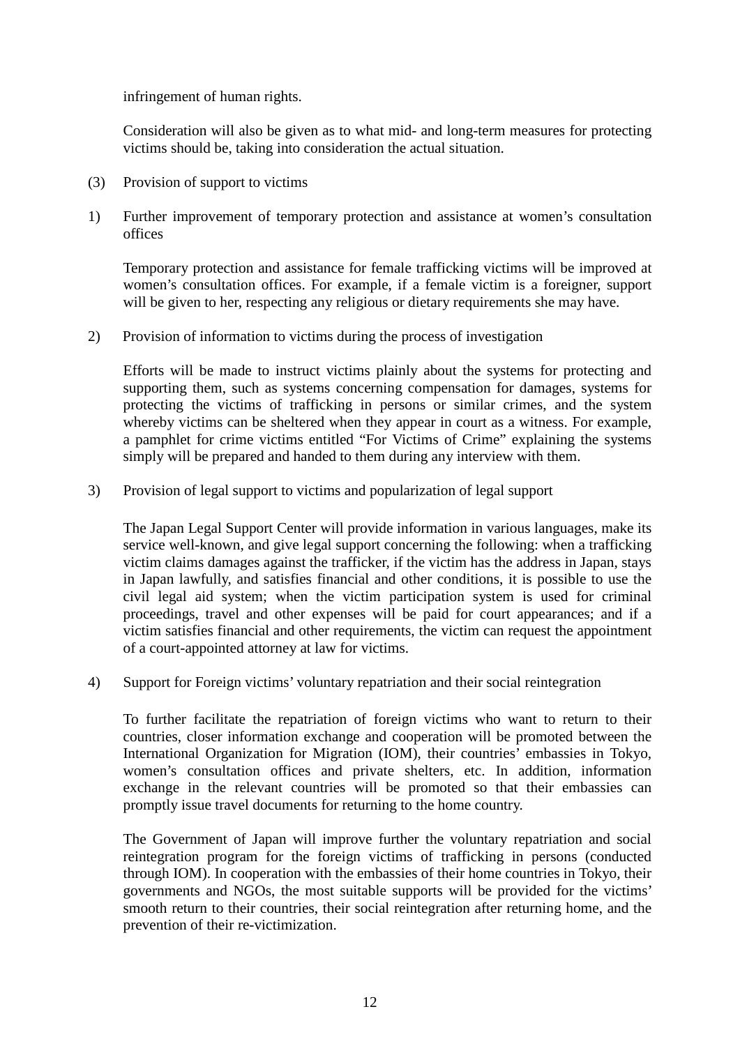infringement of human rights.

Consideration will also be given as to what mid- and long-term measures for protecting victims should be, taking into consideration the actual situation.

(3) Provision of support to victims

1) Further improvement of temporary protection and assistance at women's consultation offices

Temporary protection and assistance for female trafficking victims will be improved at women's consultation offices. For example, if a female victim is a foreigner, support will be given to her, respecting any religious or dietary requirements she may have.

2) Provision of information to victims during the process of investigation

Efforts will be made to instruct victims plainly about the systems for protecting and supporting them, such as systems concerning compensation for damages, systems for protecting the victims of trafficking in persons or similar crimes, and the system whereby victims can be sheltered when they appear in court as a witness. For example, a pamphlet for crime victims entitled "For Victims of Crime" explaining the systems simply will be prepared and handed to them during any interview with them.

3) Provision of legal support to victims and popularization of legal support

The Japan Legal Support Center will provide information in various languages, make its service well-known, and give legal support concerning the following: when a trafficking victim claims damages against the trafficker, if the victim has the address in Japan, stays in Japan lawfully, and satisfies financial and other conditions, it is possible to use the civil legal aid system; when the victim participation system is used for criminal proceedings, travel and other expenses will be paid for court appearances; and if a victim satisfies financial and other requirements, the victim can request the appointment of a court-appointed attorney at law for victims.

4) Support for Foreign victims' voluntary repatriation and their social reintegration

To further facilitate the repatriation of foreign victims who want to return to their countries, closer information exchange and cooperation will be promoted between the International Organization for Migration (IOM), their countries' embassies in Tokyo, women's consultation offices and private shelters, etc. In addition, information exchange in the relevant countries will be promoted so that their embassies can promptly issue travel documents for returning to the home country.

The Government of Japan will improve further the voluntary repatriation and social reintegration program for the foreign victims of trafficking in persons (conducted through IOM). In cooperation with the embassies of their home countries in Tokyo, their governments and NGOs, the most suitable supports will be provided for the victims' smooth return to their countries, their social reintegration after returning home, and the prevention of their re-victimization.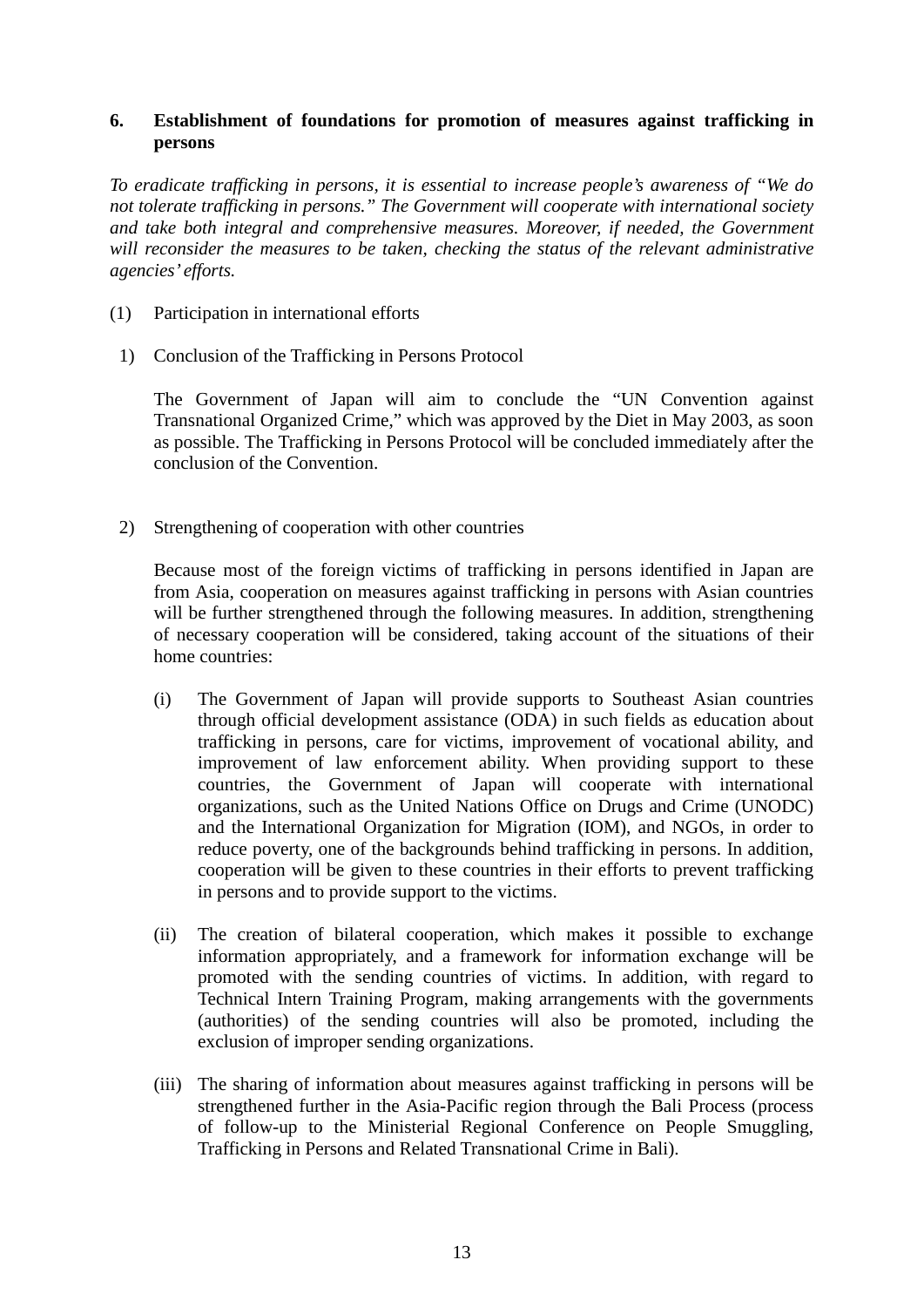## 6. Establishment of foundations for promotion of measures against trafficking in persons

*To eradicate trafficking in persons, it is essential to increase people's awareness of "We do not tolerate trafficking in persons." The Government will cooperate with international society and take both integral and comprehensive measures. Moreover, if needed, the Government will reconsider the measures to be taken, checking the status of the relevant administrative agencies' efforts.*

(1) Participation in international efforts

1) Conclusion of the Trafficking in Persons Protocol

The Government of Japan will aim to conclude the "UN Convention against Transnational Organized Crime," which was approved by the Diet in May 2003, as soon as possible. The Trafficking in Persons Protocol will be concluded immediately after the conclusion of the Convention.

2) Strengthening of cooperation with other countries

Because most of the foreign victims of trafficking in persons identified in Japan are from Asia, cooperation on measures against trafficking in persons with Asian countries will be further strengthened through the following measures. In addition, strengthening of necessary cooperation will be considered, taking account of the situations of their home countries:

(i) The Government of Japan will provide supports to Southeast Asian countries through official development assistance (ODA) in such fields as education about trafficking in persons, care for victims, improvement of vocational ability, and improvement of law enforcement ability. When providing support to these countries, the Government of Japan will cooperate with international organizations, such as the United Nations Office on Drugs and Crime (UNODC) and the International Organization for Migration (IOM), and NGOs, in order to reduce poverty, one of the backgrounds behind trafficking in persons. In addition, cooperation will be given to these countries in their efforts to prevent trafficking in persons and to provide support to the victims.

(ii) The creation of bilateral cooperation, which makes it possible to exchange information appropriately, and a framework for information exchange will be promoted with the sending countries of victims. In addition, with regard to Technical Intern Training Program, making arrangements with the governments (authorities) of the sending countries will also be promoted, including the exclusion of improper sending organizations.

(iii) The sharing of information about measures against trafficking in persons will be strengthened further in the Asia-Pacific region through the Bali Process (process of follow-up to the Ministerial Regional Conference on People Smuggling, Trafficking in Persons and Related Transnational Crime in Bali).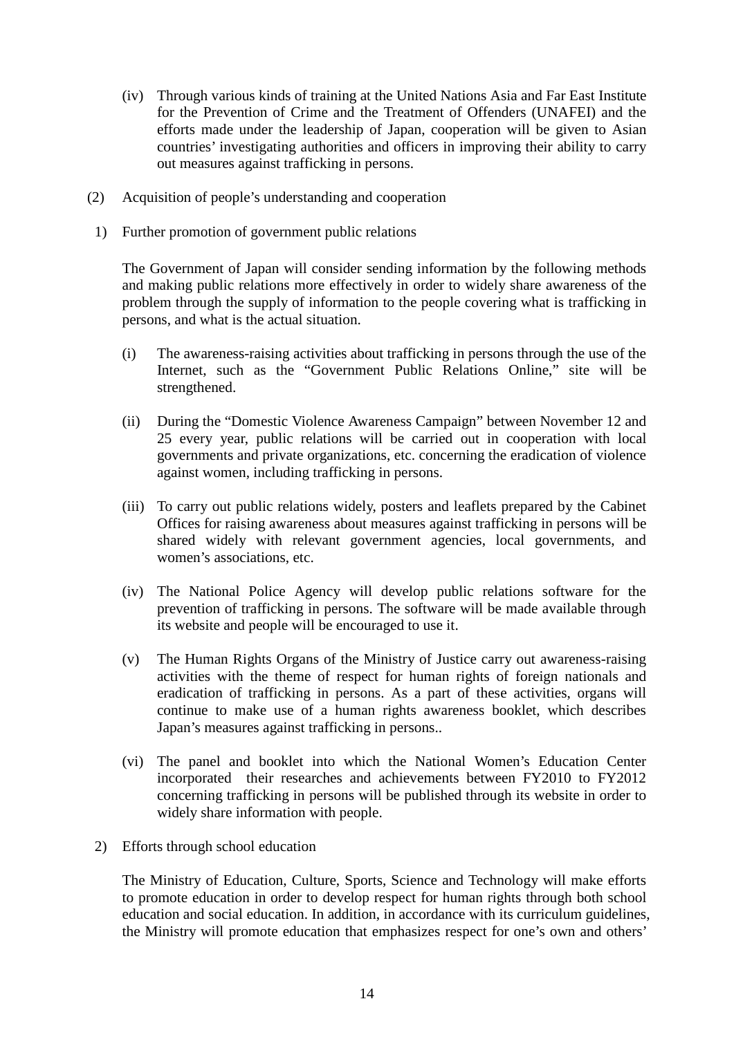(iv) Through various kinds of training at the United Nations Asia and Far East Institute for the Prevention of Crime and the Treatment of Offenders (UNAFEI) and the efforts made under the leadership of Japan, cooperation will be given to Asian countries' investigating authorities and officers in improving their ability to carry out measures against trafficking in persons.

(2) Acquisition of people's understanding and cooperation

1) Further promotion of government public relations

The Government of Japan will consider sending information by the following methods and making public relations more effectively in order to widely share awareness of the problem through the supply of information to the people covering what is trafficking in persons, and what is the actual situation.

(i) The awareness-raising activities about trafficking in persons through the use of the Internet, such as the "Government Public Relations Online," site will be strengthened.

(ii) During the "Domestic Violence Awareness Campaign" between November 12 and 25 every year, public relations will be carried out in cooperation with local governments and private organizations, etc. concerning the eradication of violence against women, including trafficking in persons.

(iii) To carry out public relations widely, posters and leaflets prepared by the Cabinet Offices for raising awareness about measures against trafficking in persons will be shared widely with relevant government agencies, local governments, and women's associations, etc.

(iv) The National Police Agency will develop public relations software for the prevention of trafficking in persons. The software will be made available through its website and people will be encouraged to use it.

(v) The Human Rights Organs of the Ministry of Justice carry out awareness-raising activities with the theme of respect for human rights of foreign nationals and eradication of trafficking in persons. As a part of these activities, organs will continue to make use of a human rights awareness booklet, which describes Japan's measures against trafficking in persons..

(vi) The panel and booklet into which the National Women's Education Center incorporated their researches and achievements between FY2010 to FY2012 concerning trafficking in persons will be published through its website in order to widely share information with people.

2) Efforts through school education

The Ministry of Education, Culture, Sports, Science and Technology will make efforts to promote education in order to develop respect for human rights through both school education and social education. In addition, in accordance with its curriculum guidelines, the Ministry will promote education that emphasizes respect for one's own and others'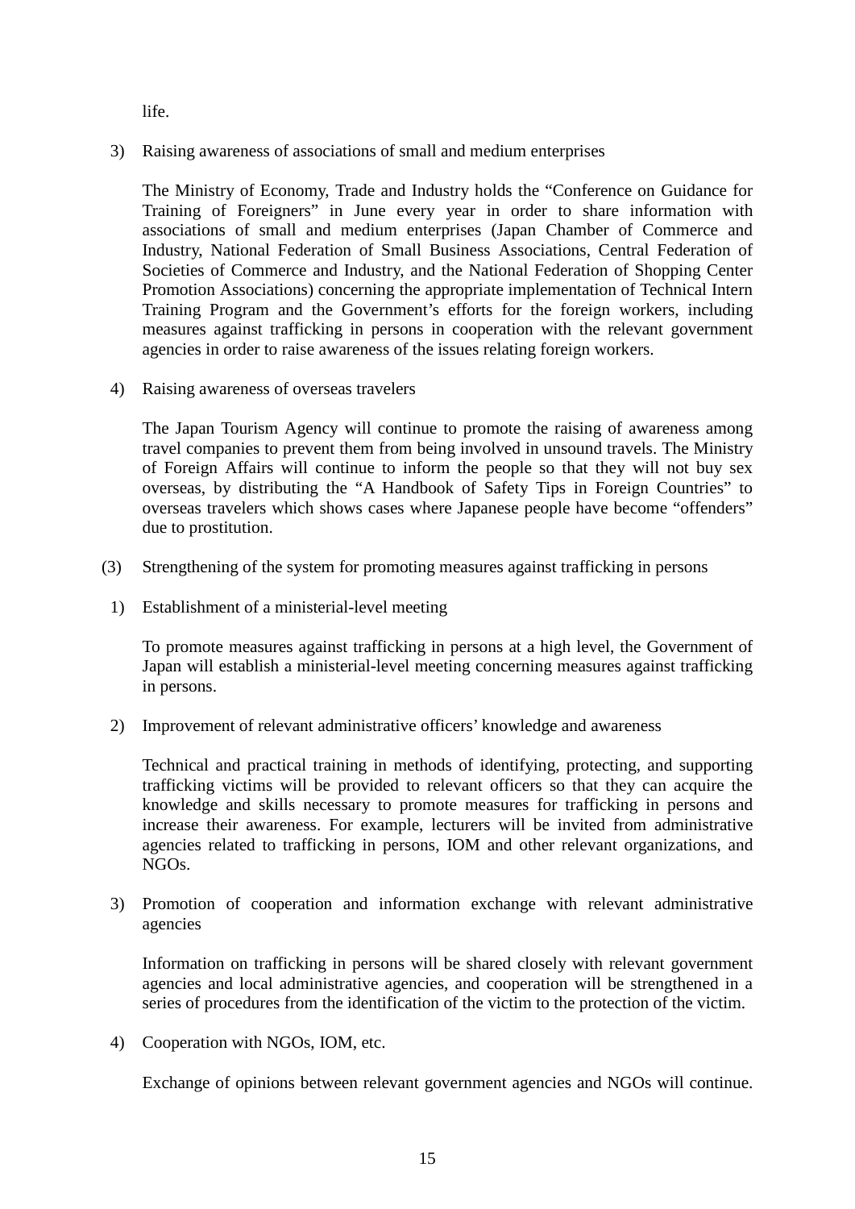life.

3) Raising awareness of associations of small and medium enterprises

The Ministry of Economy, Trade and Industry holds the "Conference on Guidance for Training of Foreigners" in June every year in order to share information with associations of small and medium enterprises (Japan Chamber of Commerce and Industry, National Federation of Small Business Associations, Central Federation of Societies of Commerce and Industry, and the National Federation of Shopping Center Promotion Associations) concerning the appropriate implementation of Technical Intern Training Program and the Government's efforts for the foreign workers, including measures against trafficking in persons in cooperation with the relevant government agencies in order to raise awareness of the issues relating foreign workers.

4) Raising awareness of overseas travelers

The Japan Tourism Agency will continue to promote the raising of awareness among travel companies to prevent them from being involved in unsound travels. The Ministry of Foreign Affairs will continue to inform the people so that they will not buy sex overseas, by distributing the "A Handbook of Safety Tips in Foreign Countries" to overseas travelers which shows cases where Japanese people have become "offenders" due to prostitution.

(3) Strengthening of the system for promoting measures against trafficking in persons

1) Establishment of a ministerial-level meeting

To promote measures against trafficking in persons at a high level, the Government of Japan will establish a ministerial-level meeting concerning measures against trafficking in persons.

2) Improvement of relevant administrative officers' knowledge and awareness

Technical and practical training in methods of identifying, protecting, and supporting trafficking victims will be provided to relevant officers so that they can acquire the knowledge and skills necessary to promote measures for trafficking in persons and increase their awareness. For example, lecturers will be invited from administrative agencies related to trafficking in persons, IOM and other relevant organizations, and NGOs.

3) Promotion of cooperation and information exchange with relevant administrative agencies

Information on trafficking in persons will be shared closely with relevant government agencies and local administrative agencies, and cooperation will be strengthened in a series of procedures from the identification of the victim to the protection of the victim.

4) Cooperation with NGOs, IOM, etc.

Exchange of opinions between relevant government agencies and NGOs will continue.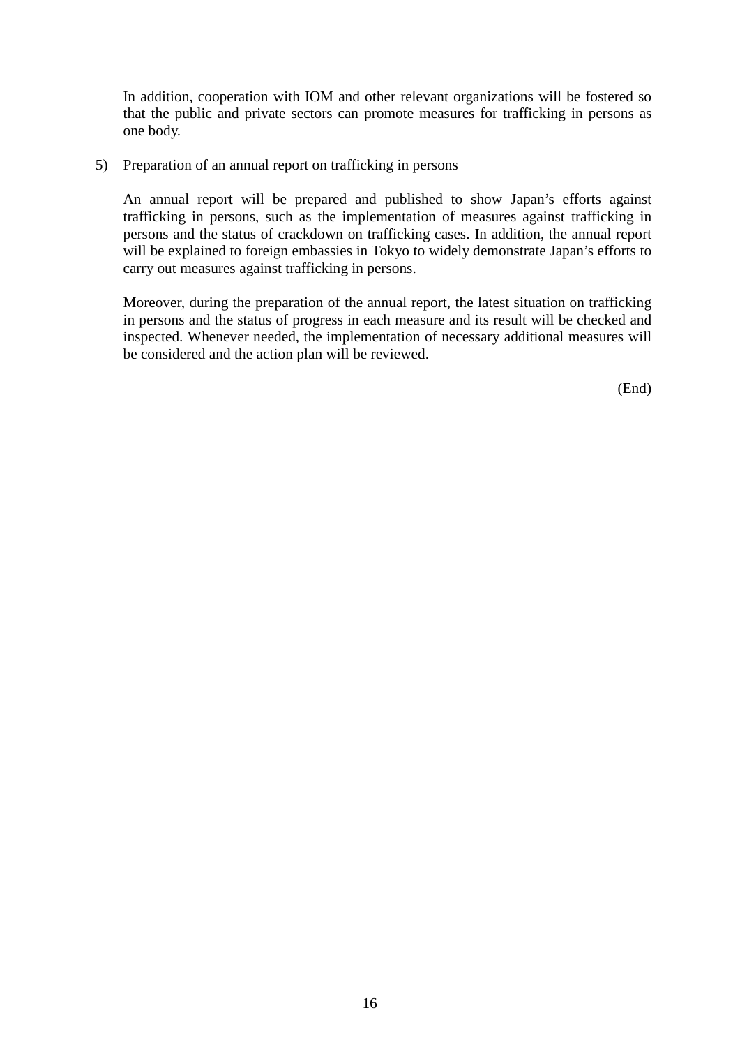In addition, cooperation with IOM and other relevant organizations will be fostered so that the public and private sectors can promote measures for trafficking in persons as one body.

5) Preparation of an annual report on trafficking in persons

An annual report will be prepared and published to show Japan's efforts against trafficking in persons, such as the implementation of measures against trafficking in persons and the status of crackdown on trafficking cases. In addition, the annual report will be explained to foreign embassies in Tokyo to widely demonstrate Japan's efforts to carry out measures against trafficking in persons.

Moreover, during the preparation of the annual report, the latest situation on trafficking in persons and the status of progress in each measure and its result will be checked and inspected. Whenever needed, the implementation of necessary additional measures will be considered and the action plan will be reviewed.

(End)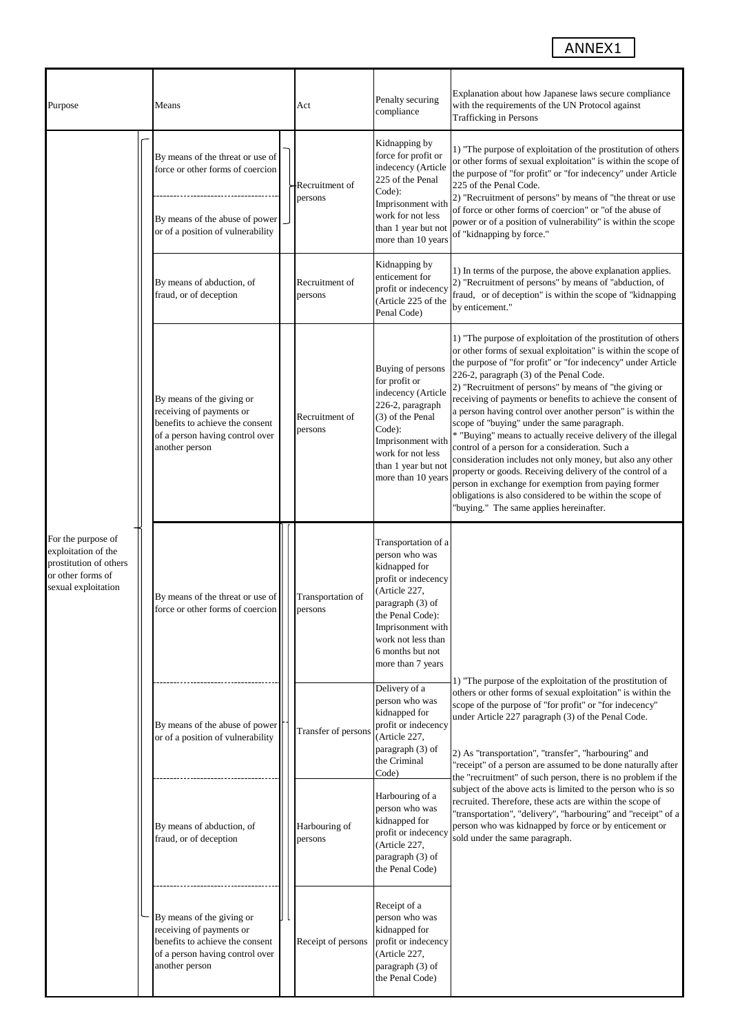ANNEX1

| Purpose | Means | Act | Penalty securing compliance | Explanation about how Japanese laws secure compliance with the requirements of the UN Protocol against Trafficking in Persons |
|---|---|---|---|---|
| For the purpose of exploitation of the prostitution of others or other forms of sexual exploitation | By means of the threat or use of force or other forms of coercion<br>By means of the abuse of power or of a position of vulnerability | Recruitment of persons | Kidnapping by force for profit or indecency (Article 225 of the Penal Code): Imprisonment with work for not less than 1 year but not more than 10 years | 1) "The purpose of exploitation of the prostitution of others or other forms of sexual exploitation" is within the scope of the purpose of "for profit" or "for indecency" under Article 225 of the Penal Code.<br>2) "Recruitment of persons" by means of "the threat or use of force or other forms of coercion" or "of the abuse of power or of a position of vulnerability" is within the scope of "kidnapping by force." |
| | By means of abduction, of fraud, or of deception | Recruitment of persons | Kidnapping by enticement for profit or indecency (Article 225 of the Penal Code) | 1) In terms of the purpose, the above explanation applies.<br>2) "Recruitment of persons" by means of "abduction, of fraud, or of deception" is within the scope of "kidnapping by enticement." |
| | By means of the giving or receiving of payments or benefits to achieve the consent of a person having control over another person | Recruitment of persons | Buying of persons for profit or indecency (Article 226-2, paragraph (3) of the Penal Code): Imprisonment with work for not less than 1 year but not more than 10 years | 1) "The purpose of exploitation of the prostitution of others or other forms of sexual exploitation" is within the scope of the purpose of "for profit" or "for indecency" under Article 226-2, paragraph (3) of the Penal Code.<br>2) "Recruitment of persons" by means of "the giving or receiving of payments or benefits to achieve the consent of a person having control over another person" is within the scope of "buying" under the same paragraph.<br>* "Buying" means to actually receive delivery of the illegal control of a person for a consideration. Such a consideration includes not only money, but also any other property or goods. Receiving delivery of the control of a person in exchange for exemption from paying former obligations is also considered to be within the scope of "buying." The same applies hereinafter. |
| | By means of the threat or use of force or other forms of coercion | Transportation of persons | Transportation of a person who was kidnapped for profit or indecency (Article 227, paragraph (3) of the Penal Code): Imprisonment with work not less than 6 months but not more than 7 years | 1) "The purpose of the exploitation of the prostitution of others or other forms of sexual exploitation" is within the scope of the purpose of "for profit" or "for indecency" under Article 227 paragraph (3) of the Penal Code.<br>2) As "transportation", "transfer", "harbouring" and "receipt" of a person are assumed to be done naturally after the "recruitment" of such person, there is no problem if the subject of the above acts is limited to the person who is so recruited. Therefore, these acts are within the scope of "transportation", "delivery", "harbouring" and "receipt" of a person who was kidnapped by force or by enticement or sold under the same paragraph. |
| | By means of the abuse of power or of a position of vulnerability | Transfer of persons | Delivery of a person who was kidnapped for profit or indecency (Article 227, paragraph (3) of the Criminal Code) | |
| | By means of abduction, of fraud, or of deception | Harbouring of persons | Harbouring of a person who was kidnapped for profit or indecency (Article 227, paragraph (3) of the Penal Code) | |
| | By means of the giving or receiving of payments or benefits to achieve the consent of a person having control over another person | Receipt of persons | Receipt of a person who was kidnapped for profit or indecency (Article 227, paragraph (3) of the Penal Code) | |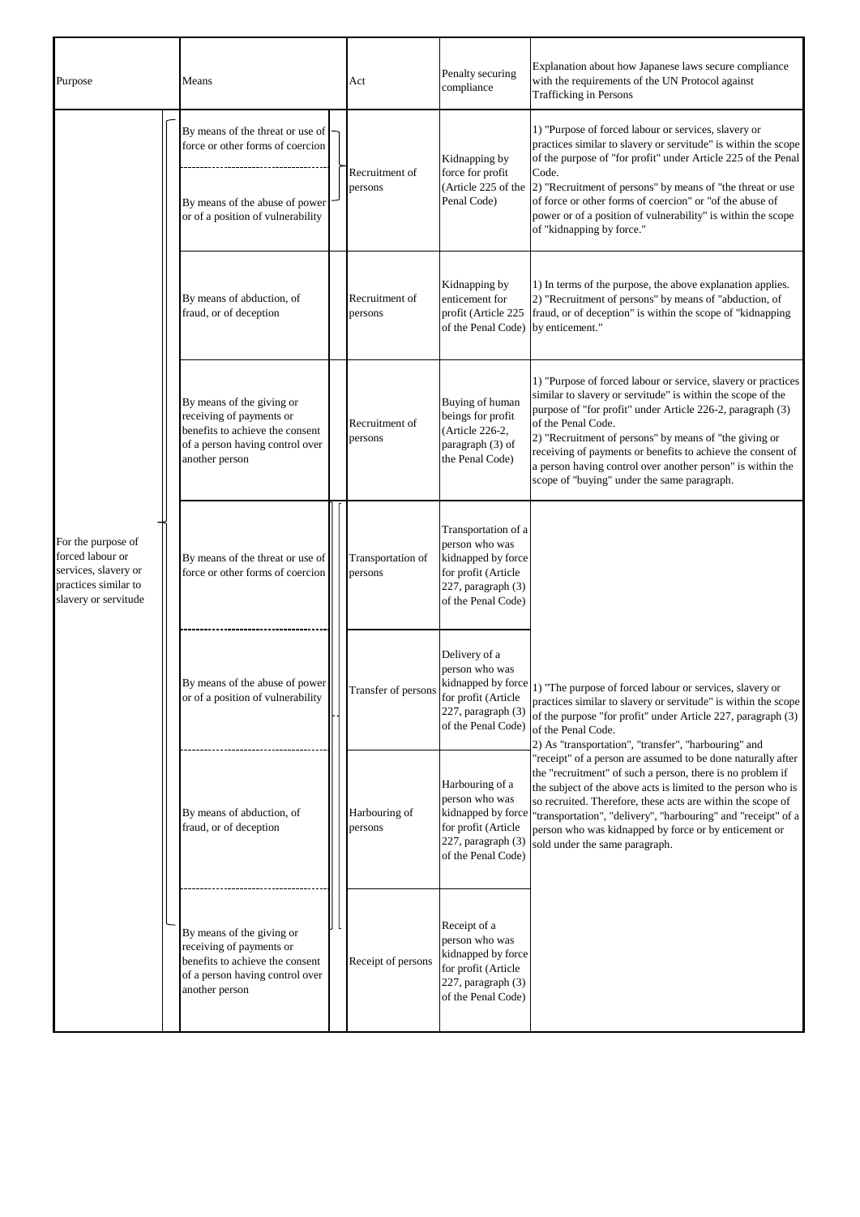| Purpose | Means | Act | Penalty securing compliance | Explanation about how Japanese laws secure compliance with the requirements of the UN Protocol against Trafficking in Persons |
|---|---|---|---|---|
| For the purpose of forced labour or services, slavery or practices similar to slavery or servitude | By means of the threat or use of force or other forms of coercion<br>By means of the abuse of power or of a position of vulnerability | Recruitment of persons | Kidnapping by force for profit (Article 225 of the Penal Code) | 1) "Purpose of forced labour or services, slavery or practices similar to slavery or servitude" is within the scope of the purpose of "for profit" under Article 225 of the Penal Code.<br>2) "Recruitment of persons" by means of "the threat or use of force or other forms of coercion" or "of the abuse of power or of a position of vulnerability" is within the scope of "kidnapping by force." |
| | By means of abduction, of fraud, or of deception | Recruitment of persons | Kidnapping by enticement for profit (Article 225 of the Penal Code) | 1) In terms of the purpose, the above explanation applies.<br>2) "Recruitment of persons" by means of "abduction, of fraud, or of deception" is within the scope of "kidnapping by enticement." |
| | By means of the giving or receiving of payments or benefits to achieve the consent of a person having control over another person | Recruitment of persons | Buying of human beings for profit (Article 226-2, paragraph (3) of the Penal Code) | 1) "Purpose of forced labour or service, slavery or practices similar to slavery or servitude" is within the scope of the purpose of "for profit" under Article 226-2, paragraph (3) of the Penal Code.<br>2) "Recruitment of persons" by means of "the giving or receiving of payments or benefits to achieve the consent of a person having control over another person" is within the scope of "buying" under the same paragraph. |
| | By means of the threat or use of force or other forms of coercion | Transportation of persons | Transportation of a person who was kidnapped by force for profit (Article 227, paragraph (3) of the Penal Code) | 1) "The purpose of forced labour or services, slavery or practices similar to slavery or servitude" is within the scope of the purpose "for profit" under Article 227, paragraph (3) of the Penal Code.<br>2) As "transportation", "transfer", "harbouring" and "receipt" of a person are assumed to be done naturally after the "recruitment" of such a person, there is no problem if the subject of the above acts is limited to the person who is so recruited. Therefore, these acts are within the scope of "transportation", "delivery", "harbouring" and "receipt" of a person who was kidnapped by force or by enticement or sold under the same paragraph. |
| | By means of the abuse of power or of a position of vulnerability | Transfer of persons | Delivery of a person who was kidnapped by force for profit (Article 227, paragraph (3) of the Penal Code) | |
| | By means of abduction, of fraud, or of deception | Harbouring of persons | Harbouring of a person who was kidnapped by force for profit (Article 227, paragraph (3) of the Penal Code) | |
| | By means of the giving or receiving of payments or benefits to achieve the consent of a person having control over another person | Receipt of persons | Receipt of a person who was kidnapped by force for profit (Article 227, paragraph (3) of the Penal Code) | |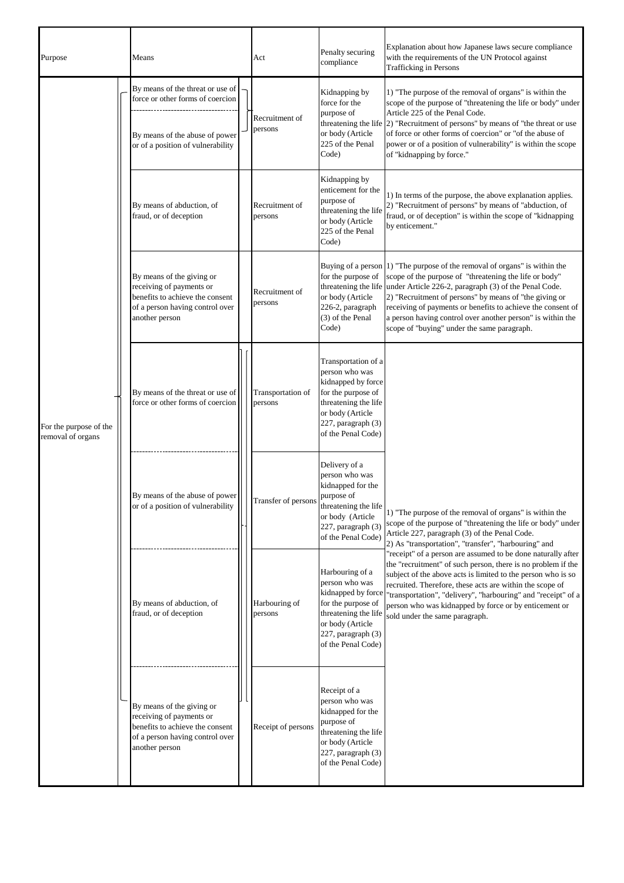| Purpose | Means | Act | Penalty securing compliance | Explanation about how Japanese laws secure compliance with the requirements of the UN Protocol against Trafficking in Persons |
|---|---|---|---|---|
| For the purpose of the removal of organs | By means of the threat or use of force or other forms of coercion<br>By means of the abuse of power or of a position of vulnerability | Recruitment of persons | Kidnapping by force for the purpose of threatening the life or body (Article 225 of the Penal Code) | 1) "The purpose of the removal of organs" is within the scope of the purpose of "threatening the life or body" under Article 225 of the Penal Code.<br>2) "Recruitment of persons" by means of "the threat or use of force or other forms of coercion" or "of the abuse of power or of a position of vulnerability" is within the scope of "kidnapping by force." |
| | By means of abduction, of fraud, or of deception | Recruitment of persons | Kidnapping by enticement for the purpose of threatening the life or body (Article 225 of the Penal Code) | 1) In terms of the purpose, the above explanation applies.<br>2) "Recruitment of persons" by means of "abduction, of fraud, or of deception" is within the scope of "kidnapping by enticement." |
| | By means of the giving or receiving of payments or benefits to achieve the consent of a person having control over another person | Recruitment of persons | Buying of a person for the purpose of threatening the life or body (Article 226-2, paragraph (3) of the Penal Code) | 1) "The purpose of the removal of organs" is within the scope of the purpose of "threatening the life or body" under Article 226-2, paragraph (3) of the Penal Code.<br>2) "Recruitment of persons" by means of "the giving or receiving of payments or benefits to achieve the consent of a person having control over another person" is within the scope of "buying" under the same paragraph. |
| | By means of the threat or use of force or other forms of coercion | Transportation of persons | Transportation of a person who was kidnapped by force for the purpose of threatening the life or body (Article 227, paragraph (3) of the Penal Code) | 1) "The purpose of the removal of organs" is within the scope of the purpose of "threatening the life or body" under Article 227, paragraph (3) of the Penal Code.<br>2) As "transportation", "transfer", "harbouring" and "receipt" of a person are assumed to be done naturally after the "recruitment" of such person, there is no problem if the subject of the above acts is limited to the person who is so recruited. Therefore, these acts are within the scope of "transportation", "delivery", "harbouring" and "receipt" of a person who was kidnapped by force or by enticement or sold under the same paragraph. |
| | By means of the abuse of power or of a position of vulnerability | Transfer of persons | Delivery of a person who was kidnapped for the purpose of threatening the life or body (Article 227, paragraph (3) of the Penal Code) | |
| | By means of abduction, of fraud, or of deception | Harbouring of persons | Harbouring of a person who was kidnapped by force for the purpose of threatening the life or body (Article 227, paragraph (3) of the Penal Code) | |
| | By means of the giving or receiving of payments or benefits to achieve the consent of a person having control over another person | Receipt of persons | Receipt of a person who was kidnapped for the purpose of threatening the life or body (Article 227, paragraph (3) of the Penal Code) | |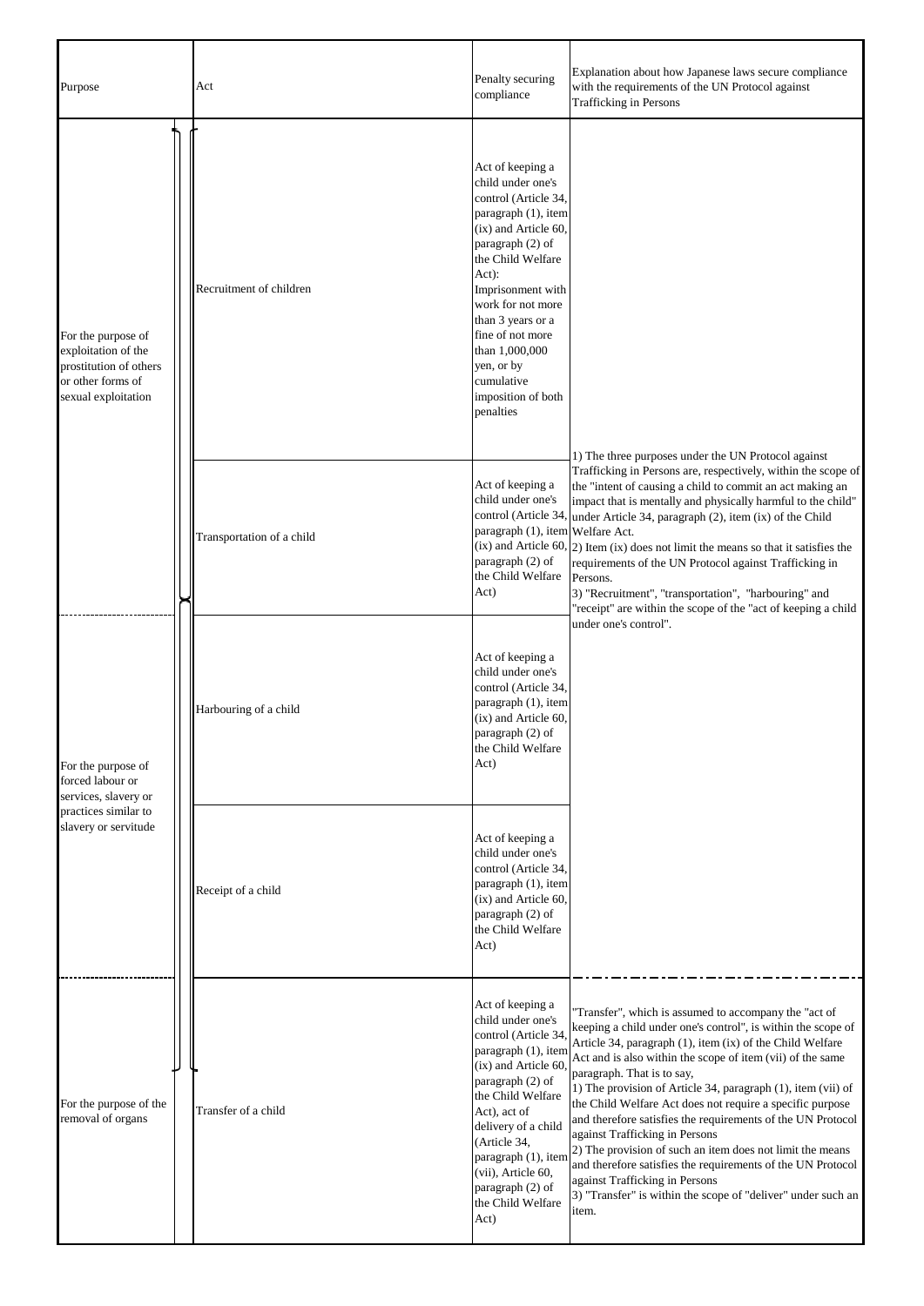| Purpose | Act | Penalty securing compliance | Explanation about how Japanese laws secure compliance with the requirements of the UN Protocol against Trafficking in Persons |
|---|---|---|---|
| For the purpose of exploitation of the prostitution of others or other forms of sexual exploitation | Recruitment of children | Act of keeping a child under one's control (Article 34, paragraph (1), item (ix) and Article 60, paragraph (2) of the Child Welfare Act): Imprisonment with work for not more than 3 years or a fine of not more than 1,000,000 yen, or by cumulative imposition of both penalties | 1) The three purposes under the UN Protocol against Trafficking in Persons are, respectively, within the scope of the "intent of causing a child to commit an act making an impact that is mentally and physically harmful to the child" under Article 34, paragraph (2), item (ix) of the Child Welfare Act.<br>2) Item (ix) does not limit the means so that it satisfies the requirements of the UN Protocol against Trafficking in Persons.<br>3) "Recruitment", "transportation", "harbouring" and "receipt" are within the scope of the "act of keeping a child under one's control". |
| | Transportation of a child | Act of keeping a child under one's control (Article 34, paragraph (1), item (ix) and Article 60, paragraph (2) of the Child Welfare Act) | |
| For the purpose of forced labour or services, slavery or practices similar to slavery or servitude | Harbouring of a child | Act of keeping a child under one's control (Article 34, paragraph (1), item (ix) and Article 60, paragraph (2) of the Child Welfare Act) | |
| | Receipt of a child | Act of keeping a child under one's control (Article 34, paragraph (1), item (ix) and Article 60, paragraph (2) of the Child Welfare Act) | |
| For the purpose of the removal of organs | Transfer of a child | Act of keeping a child under one's control (Article 34, paragraph (1), item (ix) and Article 60, paragraph (2) of the Child Welfare Act), act of delivery of a child (Article 34, paragraph (1), item (vii), Article 60, paragraph (2) of the Child Welfare Act) | "Transfer", which is assumed to accompany the "act of keeping a child under one's control", is within the scope of Article 34, paragraph (1), item (ix) of the Child Welfare Act and is also within the scope of item (vii) of the same paragraph. That is to say,<br>1) The provision of Article 34, paragraph (1), item (vii) of the Child Welfare Act does not require a specific purpose and therefore satisfies the requirements of the UN Protocol against Trafficking in Persons<br>2) The provision of such an item does not limit the means and therefore satisfies the requirements of the UN Protocol against Trafficking in Persons<br>3) "Transfer" is within the scope of "deliver" under such an item. |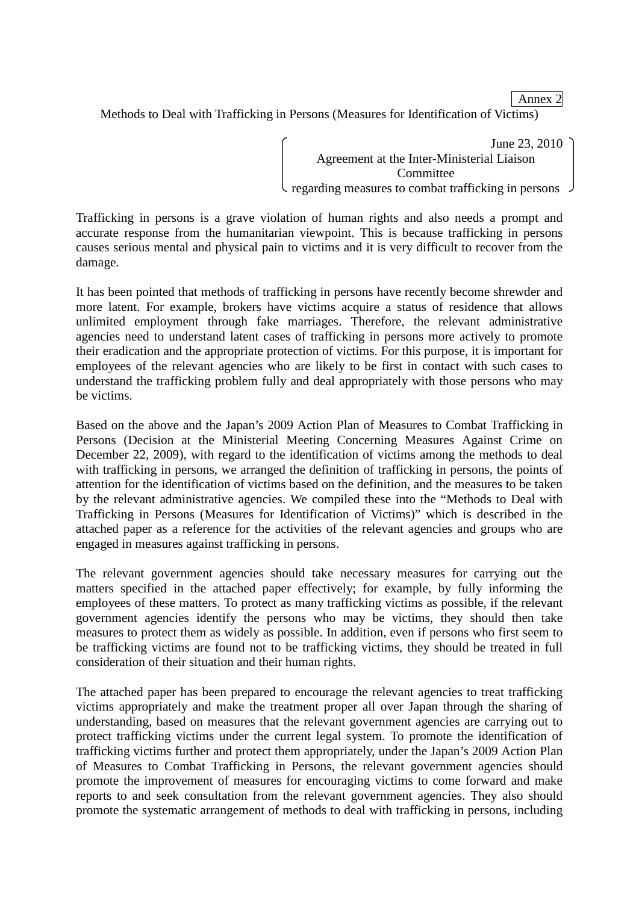Annex 2

# Methods to Deal with Trafficking in Persons (Measures for Identification of Victims)

June 23, 2010
Agreement at the Inter-Ministerial Liaison Committee
regarding measures to combat trafficking in persons

Trafficking in persons is a grave violation of human rights and also needs a prompt and accurate response from the humanitarian viewpoint. This is because trafficking in persons causes serious mental and physical pain to victims and it is very difficult to recover from the damage.

It has been pointed that methods of trafficking in persons have recently become shrewder and more latent. For example, brokers have victims acquire a status of residence that allows unlimited employment through fake marriages. Therefore, the relevant administrative agencies need to understand latent cases of trafficking in persons more actively to promote their eradication and the appropriate protection of victims. For this purpose, it is important for employees of the relevant agencies who are likely to be first in contact with such cases to understand the trafficking problem fully and deal appropriately with those persons who may be victims.

Based on the above and the Japan's 2009 Action Plan of Measures to Combat Trafficking in Persons (Decision at the Ministerial Meeting Concerning Measures Against Crime on December 22, 2009), with regard to the identification of victims among the methods to deal with trafficking in persons, we arranged the definition of trafficking in persons, the points of attention for the identification of victims based on the definition, and the measures to be taken by the relevant administrative agencies. We compiled these into the "Methods to Deal with Trafficking in Persons (Measures for Identification of Victims)" which is described in the attached paper as a reference for the activities of the relevant agencies and groups who are engaged in measures against trafficking in persons.

The relevant government agencies should take necessary measures for carrying out the matters specified in the attached paper effectively; for example, by fully informing the employees of these matters. To protect as many trafficking victims as possible, if the relevant government agencies identify the persons who may be victims, they should then take measures to protect them as widely as possible. In addition, even if persons who first seem to be trafficking victims are found not to be trafficking victims, they should be treated in full consideration of their situation and their human rights.

The attached paper has been prepared to encourage the relevant agencies to treat trafficking victims appropriately and make the treatment proper all over Japan through the sharing of understanding, based on measures that the relevant government agencies are carrying out to protect trafficking victims under the current legal system. To promote the identification of trafficking victims further and protect them appropriately, under the Japan's 2009 Action Plan of Measures to Combat Trafficking in Persons, the relevant government agencies should promote the improvement of measures for encouraging victims to come forward and make reports to and seek consultation from the relevant government agencies. They also should promote the systematic arrangement of methods to deal with trafficking in persons, including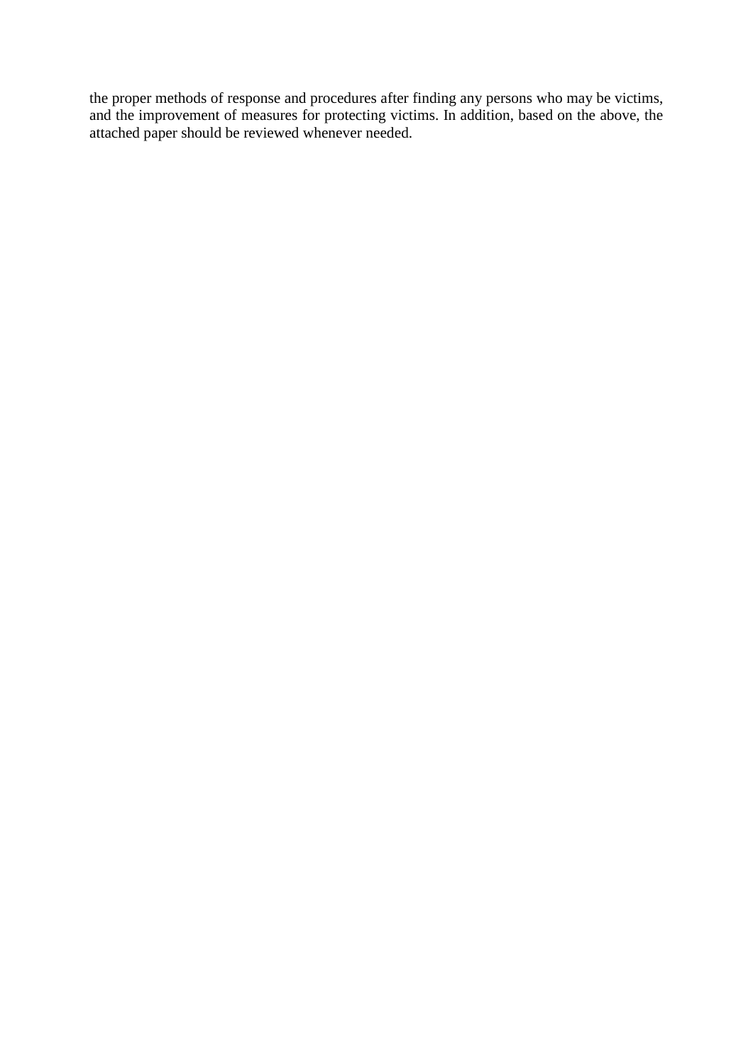the proper methods of response and procedures after finding any persons who may be victims, and the improvement of measures for protecting victims. In addition, based on the above, the attached paper should be reviewed whenever needed.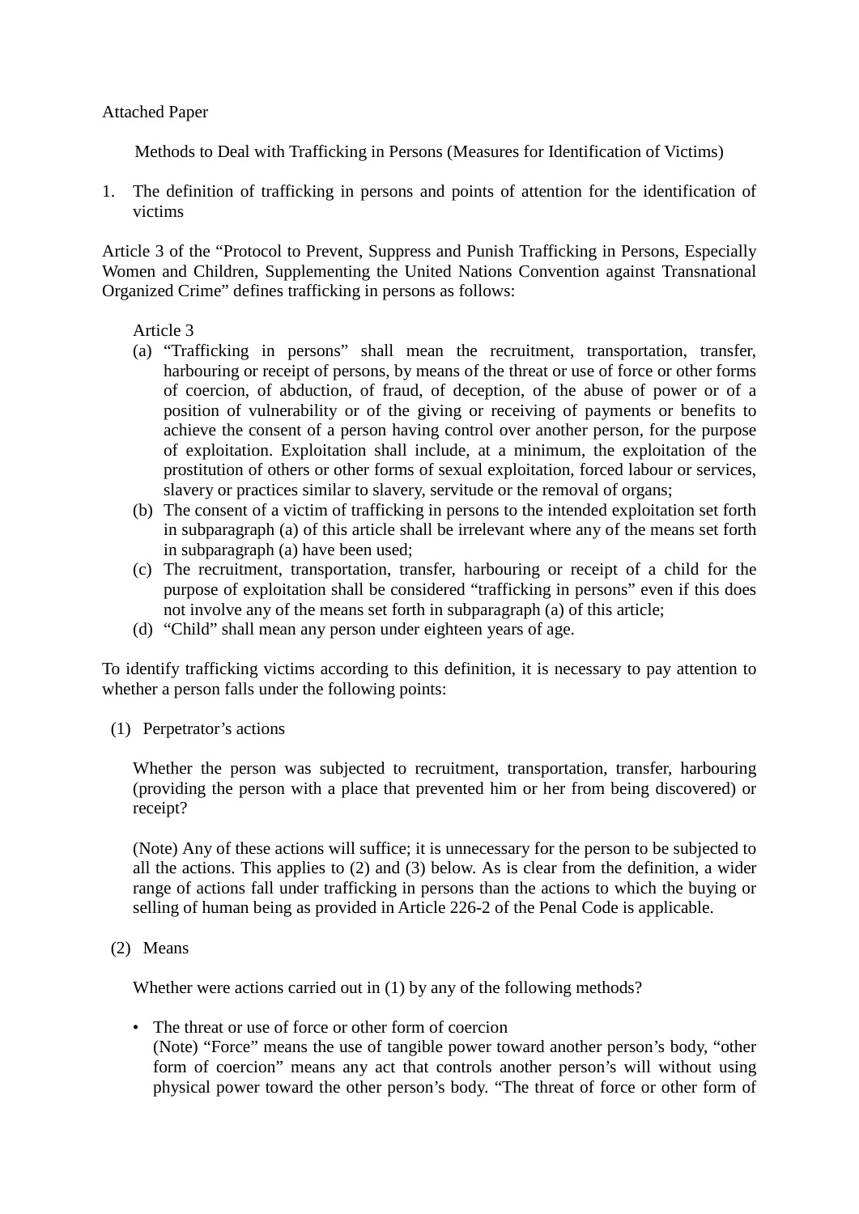Attached Paper

## Methods to Deal with Trafficking in Persons (Measures for Identification of Victims)

1. The definition of trafficking in persons and points of attention for the identification of victims

Article 3 of the "Protocol to Prevent, Suppress and Punish Trafficking in Persons, Especially Women and Children, Supplementing the United Nations Convention against Transnational Organized Crime" defines trafficking in persons as follows:

> Article 3
>
> (a) "Trafficking in persons" shall mean the recruitment, transportation, transfer, harbouring or receipt of persons, by means of the threat or use of force or other forms of coercion, of abduction, of fraud, of deception, of the abuse of power or of a position of vulnerability or of the giving or receiving of payments or benefits to achieve the consent of a person having control over another person, for the purpose of exploitation. Exploitation shall include, at a minimum, the exploitation of the prostitution of others or other forms of sexual exploitation, forced labour or services, slavery or practices similar to slavery, servitude or the removal of organs;
>
> (b) The consent of a victim of trafficking in persons to the intended exploitation set forth in subparagraph (a) of this article shall be irrelevant where any of the means set forth in subparagraph (a) have been used;
>
> (c) The recruitment, transportation, transfer, harbouring or receipt of a child for the purpose of exploitation shall be considered "trafficking in persons" even if this does not involve any of the means set forth in subparagraph (a) of this article;
>
> (d) "Child" shall mean any person under eighteen years of age.

To identify trafficking victims according to this definition, it is necessary to pay attention to whether a person falls under the following points:

(1) Perpetrator's actions

Whether the person was subjected to recruitment, transportation, transfer, harbouring (providing the person with a place that prevented him or her from being discovered) or receipt?

(Note) Any of these actions will suffice; it is unnecessary for the person to be subjected to all the actions. This applies to (2) and (3) below. As is clear from the definition, a wider range of actions fall under trafficking in persons than the actions to which the buying or selling of human being as provided in Article 226-2 of the Penal Code is applicable.

(2) Means

Whether were actions carried out in (1) by any of the following methods?

- The threat or use of force or other form of coercion
  (Note) "Force" means the use of tangible power toward another person's body, "other form of coercion" means any act that controls another person's will without using physical power toward the other person's body. "The threat of force or other form of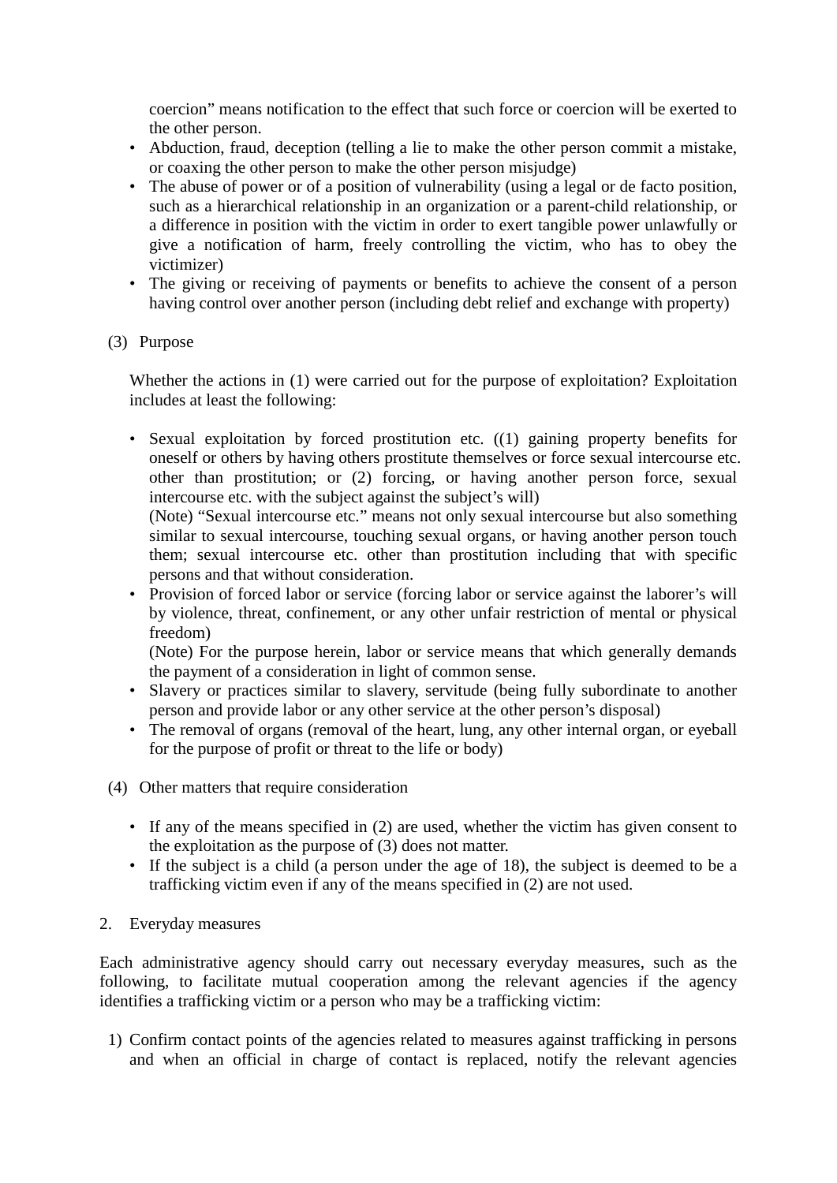coercion" means notification to the effect that such force or coercion will be exerted to the other person.

- Abduction, fraud, deception (telling a lie to make the other person commit a mistake, or coaxing the other person to make the other person misjudge)
- The abuse of power or of a position of vulnerability (using a legal or de facto position, such as a hierarchical relationship in an organization or a parent-child relationship, or a difference in position with the victim in order to exert tangible power unlawfully or give a notification of harm, freely controlling the victim, who has to obey the victimizer)
- The giving or receiving of payments or benefits to achieve the consent of a person having control over another person (including debt relief and exchange with property)

(3) Purpose

Whether the actions in (1) were carried out for the purpose of exploitation? Exploitation includes at least the following:

- Sexual exploitation by forced prostitution etc. ((1) gaining property benefits for oneself or others by having others prostitute themselves or force sexual intercourse etc. other than prostitution; or (2) forcing, or having another person force, sexual intercourse etc. with the subject against the subject's will)
  (Note) "Sexual intercourse etc." means not only sexual intercourse but also something similar to sexual intercourse, touching sexual organs, or having another person touch them; sexual intercourse etc. other than prostitution including that with specific persons and that without consideration.
- Provision of forced labor or service (forcing labor or service against the laborer's will by violence, threat, confinement, or any other unfair restriction of mental or physical freedom)
  (Note) For the purpose herein, labor or service means that which generally demands the payment of a consideration in light of common sense.
- Slavery or practices similar to slavery, servitude (being fully subordinate to another person and provide labor or any other service at the other person's disposal)
- The removal of organs (removal of the heart, lung, any other internal organ, or eyeball for the purpose of profit or threat to the life or body)

(4) Other matters that require consideration

- If any of the means specified in (2) are used, whether the victim has given consent to the exploitation as the purpose of (3) does not matter.
- If the subject is a child (a person under the age of 18), the subject is deemed to be a trafficking victim even if any of the means specified in (2) are not used.

2. Everyday measures

Each administrative agency should carry out necessary everyday measures, such as the following, to facilitate mutual cooperation among the relevant agencies if the agency identifies a trafficking victim or a person who may be a trafficking victim:

1) Confirm contact points of the agencies related to measures against trafficking in persons and when an official in charge of contact is replaced, notify the relevant agencies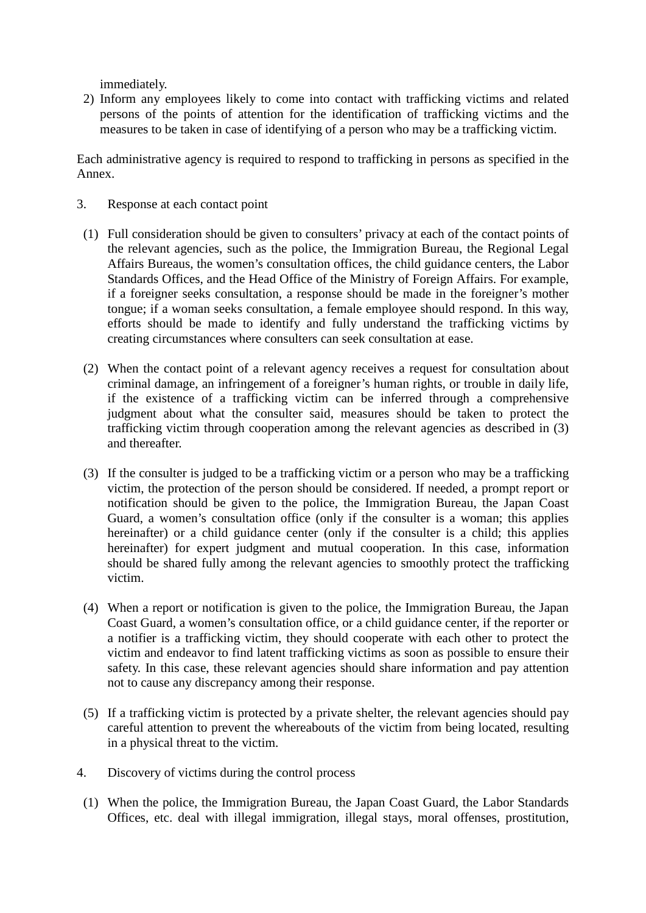immediately.

2) Inform any employees likely to come into contact with trafficking victims and related persons of the points of attention for the identification of trafficking victims and the measures to be taken in case of identifying of a person who may be a trafficking victim.

Each administrative agency is required to respond to trafficking in persons as specified in the Annex.

3. Response at each contact point

(1) Full consideration should be given to consulters' privacy at each of the contact points of the relevant agencies, such as the police, the Immigration Bureau, the Regional Legal Affairs Bureaus, the women's consultation offices, the child guidance centers, the Labor Standards Offices, and the Head Office of the Ministry of Foreign Affairs. For example, if a foreigner seeks consultation, a response should be made in the foreigner's mother tongue; if a woman seeks consultation, a female employee should respond. In this way, efforts should be made to identify and fully understand the trafficking victims by creating circumstances where consulters can seek consultation at ease.

(2) When the contact point of a relevant agency receives a request for consultation about criminal damage, an infringement of a foreigner's human rights, or trouble in daily life, if the existence of a trafficking victim can be inferred through a comprehensive judgment about what the consulter said, measures should be taken to protect the trafficking victim through cooperation among the relevant agencies as described in (3) and thereafter.

(3) If the consulter is judged to be a trafficking victim or a person who may be a trafficking victim, the protection of the person should be considered. If needed, a prompt report or notification should be given to the police, the Immigration Bureau, the Japan Coast Guard, a women's consultation office (only if the consulter is a woman; this applies hereinafter) or a child guidance center (only if the consulter is a child; this applies hereinafter) for expert judgment and mutual cooperation. In this case, information should be shared fully among the relevant agencies to smoothly protect the trafficking victim.

(4) When a report or notification is given to the police, the Immigration Bureau, the Japan Coast Guard, a women's consultation office, or a child guidance center, if the reporter or a notifier is a trafficking victim, they should cooperate with each other to protect the victim and endeavor to find latent trafficking victims as soon as possible to ensure their safety. In this case, these relevant agencies should share information and pay attention not to cause any discrepancy among their response.

(5) If a trafficking victim is protected by a private shelter, the relevant agencies should pay careful attention to prevent the whereabouts of the victim from being located, resulting in a physical threat to the victim.

4. Discovery of victims during the control process

(1) When the police, the Immigration Bureau, the Japan Coast Guard, the Labor Standards Offices, etc. deal with illegal immigration, illegal stays, moral offenses, prostitution,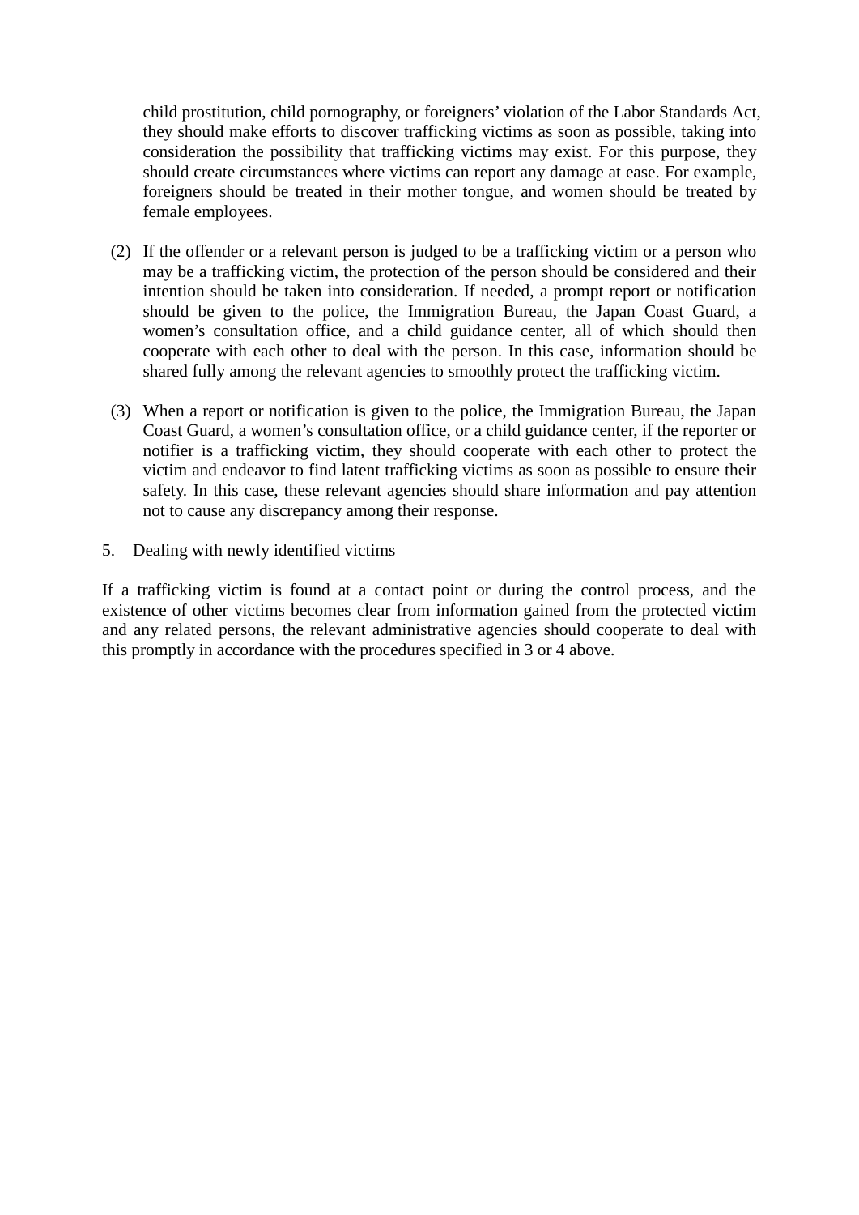child prostitution, child pornography, or foreigners' violation of the Labor Standards Act, they should make efforts to discover trafficking victims as soon as possible, taking into consideration the possibility that trafficking victims may exist. For this purpose, they should create circumstances where victims can report any damage at ease. For example, foreigners should be treated in their mother tongue, and women should be treated by female employees.

(2) If the offender or a relevant person is judged to be a trafficking victim or a person who may be a trafficking victim, the protection of the person should be considered and their intention should be taken into consideration. If needed, a prompt report or notification should be given to the police, the Immigration Bureau, the Japan Coast Guard, a women's consultation office, and a child guidance center, all of which should then cooperate with each other to deal with the person. In this case, information should be shared fully among the relevant agencies to smoothly protect the trafficking victim.

(3) When a report or notification is given to the police, the Immigration Bureau, the Japan Coast Guard, a women's consultation office, or a child guidance center, if the reporter or notifier is a trafficking victim, they should cooperate with each other to protect the victim and endeavor to find latent trafficking victims as soon as possible to ensure their safety. In this case, these relevant agencies should share information and pay attention not to cause any discrepancy among their response.

5. Dealing with newly identified victims

If a trafficking victim is found at a contact point or during the control process, and the existence of other victims becomes clear from information gained from the protected victim and any related persons, the relevant administrative agencies should cooperate to deal with this promptly in accordance with the procedures specified in 3 or 4 above.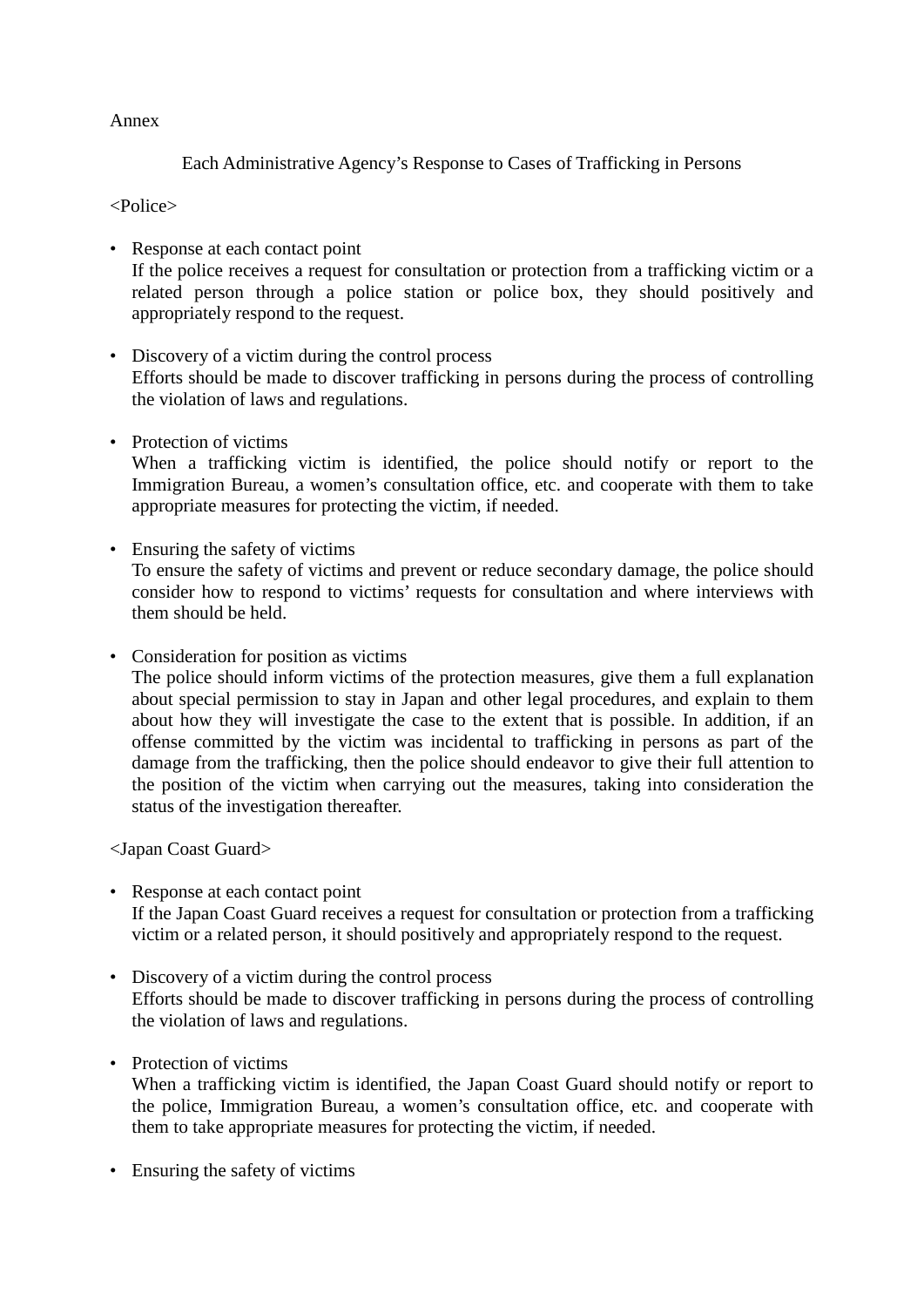Annex

## Each Administrative Agency's Response to Cases of Trafficking in Persons

<Police>

- Response at each contact point
  If the police receives a request for consultation or protection from a trafficking victim or a related person through a police station or police box, they should positively and appropriately respond to the request.

- Discovery of a victim during the control process
  Efforts should be made to discover trafficking in persons during the process of controlling the violation of laws and regulations.

- Protection of victims
  When a trafficking victim is identified, the police should notify or report to the Immigration Bureau, a women's consultation office, etc. and cooperate with them to take appropriate measures for protecting the victim, if needed.

- Ensuring the safety of victims
  To ensure the safety of victims and prevent or reduce secondary damage, the police should consider how to respond to victims' requests for consultation and where interviews with them should be held.

- Consideration for position as victims
  The police should inform victims of the protection measures, give them a full explanation about special permission to stay in Japan and other legal procedures, and explain to them about how they will investigate the case to the extent that is possible. In addition, if an offense committed by the victim was incidental to trafficking in persons as part of the damage from the trafficking, then the police should endeavor to give their full attention to the position of the victim when carrying out the measures, taking into consideration the status of the investigation thereafter.

<Japan Coast Guard>

- Response at each contact point
  If the Japan Coast Guard receives a request for consultation or protection from a trafficking victim or a related person, it should positively and appropriately respond to the request.

- Discovery of a victim during the control process
  Efforts should be made to discover trafficking in persons during the process of controlling the violation of laws and regulations.

- Protection of victims
  When a trafficking victim is identified, the Japan Coast Guard should notify or report to the police, Immigration Bureau, a women's consultation office, etc. and cooperate with them to take appropriate measures for protecting the victim, if needed.

- Ensuring the safety of victims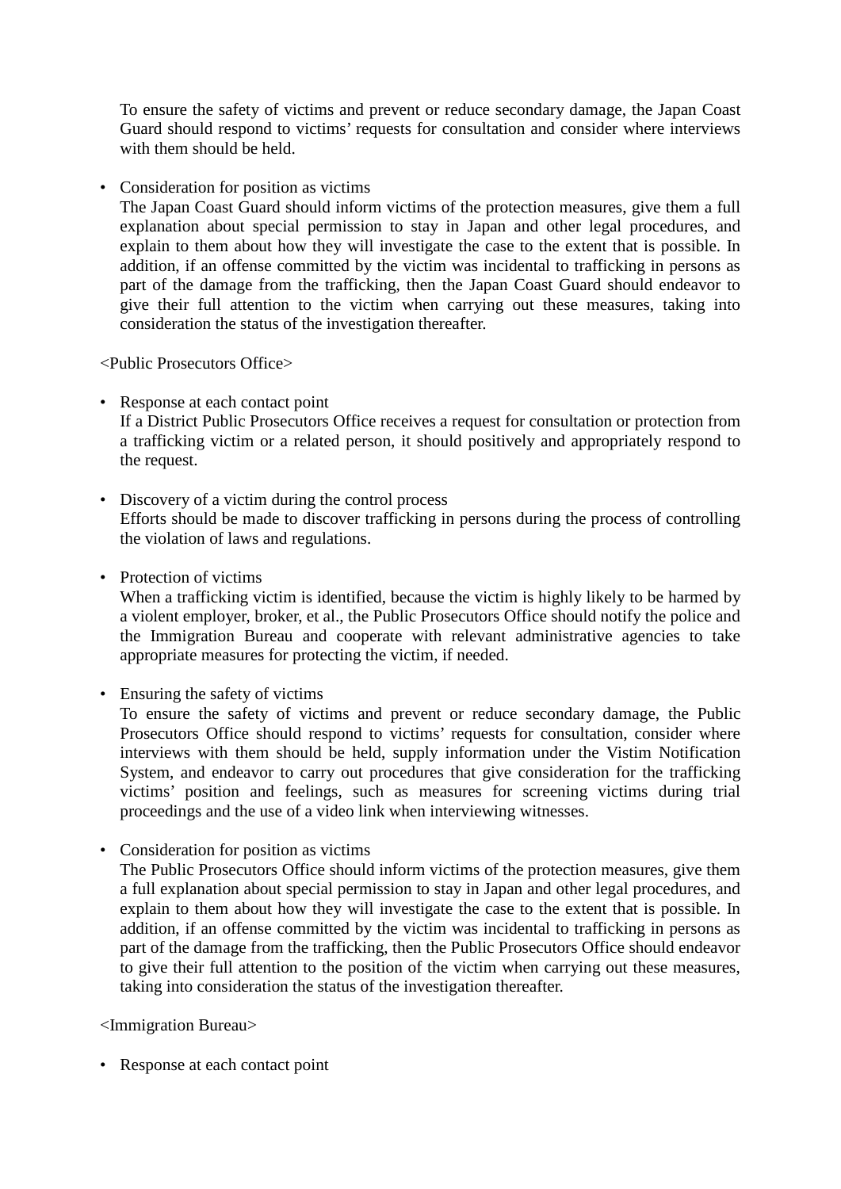To ensure the safety of victims and prevent or reduce secondary damage, the Japan Coast Guard should respond to victims' requests for consultation and consider where interviews with them should be held.

- Consideration for position as victims
  The Japan Coast Guard should inform victims of the protection measures, give them a full explanation about special permission to stay in Japan and other legal procedures, and explain to them about how they will investigate the case to the extent that is possible. In addition, if an offense committed by the victim was incidental to trafficking in persons as part of the damage from the trafficking, then the Japan Coast Guard should endeavor to give their full attention to the victim when carrying out these measures, taking into consideration the status of the investigation thereafter.

<Public Prosecutors Office>

- Response at each contact point
  If a District Public Prosecutors Office receives a request for consultation or protection from a trafficking victim or a related person, it should positively and appropriately respond to the request.

- Discovery of a victim during the control process
  Efforts should be made to discover trafficking in persons during the process of controlling the violation of laws and regulations.

- Protection of victims
  When a trafficking victim is identified, because the victim is highly likely to be harmed by a violent employer, broker, et al., the Public Prosecutors Office should notify the police and the Immigration Bureau and cooperate with relevant administrative agencies to take appropriate measures for protecting the victim, if needed.

- Ensuring the safety of victims
  To ensure the safety of victims and prevent or reduce secondary damage, the Public Prosecutors Office should respond to victims' requests for consultation, consider where interviews with them should be held, supply information under the Vistim Notification System, and endeavor to carry out procedures that give consideration for the trafficking victims' position and feelings, such as measures for screening victims during trial proceedings and the use of a video link when interviewing witnesses.

- Consideration for position as victims
  The Public Prosecutors Office should inform victims of the protection measures, give them a full explanation about special permission to stay in Japan and other legal procedures, and explain to them about how they will investigate the case to the extent that is possible. In addition, if an offense committed by the victim was incidental to trafficking in persons as part of the damage from the trafficking, then the Public Prosecutors Office should endeavor to give their full attention to the position of the victim when carrying out these measures, taking into consideration the status of the investigation thereafter.

<Immigration Bureau>

- Response at each contact point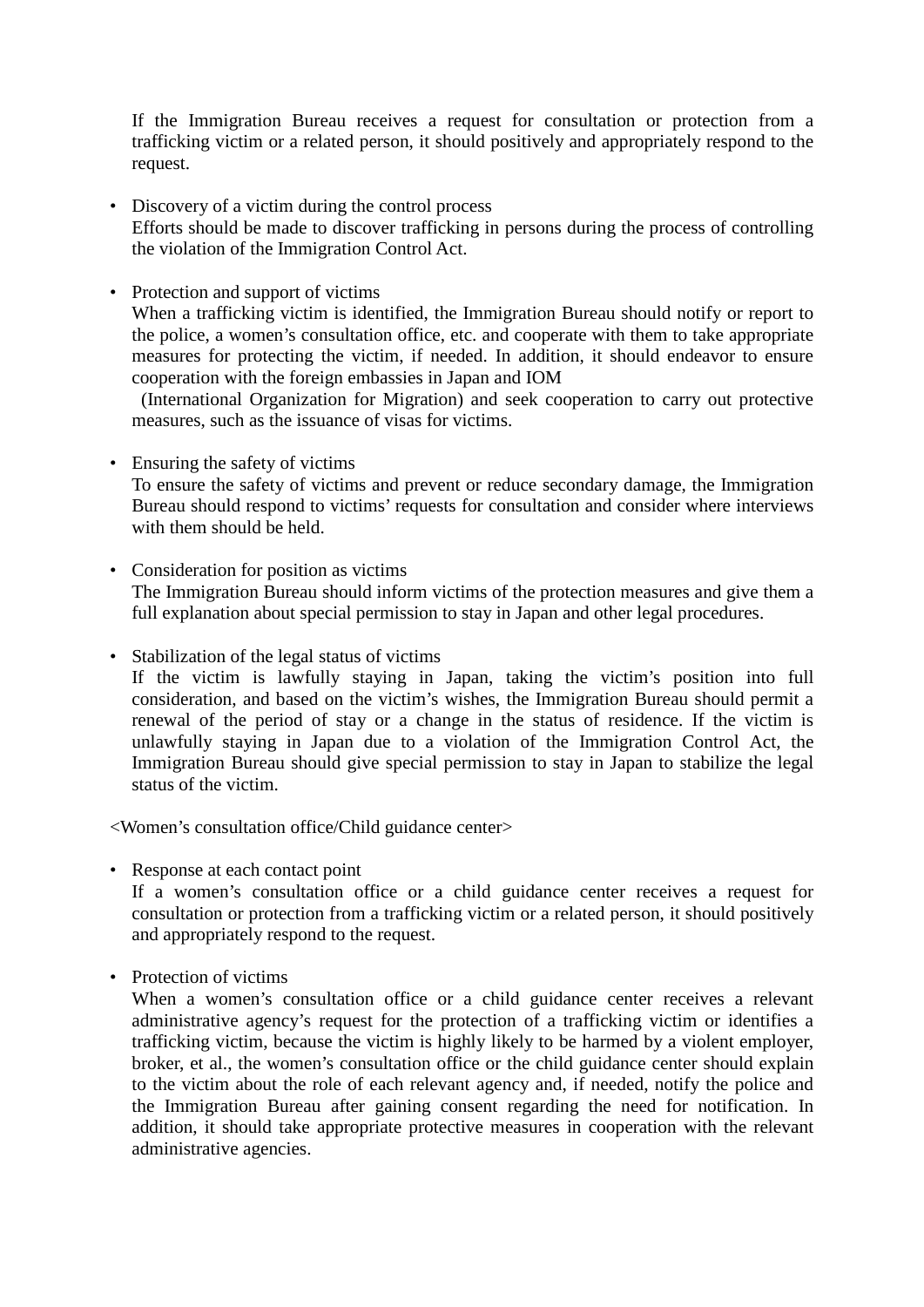If the Immigration Bureau receives a request for consultation or protection from a trafficking victim or a related person, it should positively and appropriately respond to the request.

- Discovery of a victim during the control process
  Efforts should be made to discover trafficking in persons during the process of controlling the violation of the Immigration Control Act.

- Protection and support of victims
  When a trafficking victim is identified, the Immigration Bureau should notify or report to the police, a women's consultation office, etc. and cooperate with them to take appropriate measures for protecting the victim, if needed. In addition, it should endeavor to ensure cooperation with the foreign embassies in Japan and IOM (International Organization for Migration) and seek cooperation to carry out protective measures, such as the issuance of visas for victims.

- Ensuring the safety of victims
  To ensure the safety of victims and prevent or reduce secondary damage, the Immigration Bureau should respond to victims' requests for consultation and consider where interviews with them should be held.

- Consideration for position as victims
  The Immigration Bureau should inform victims of the protection measures and give them a full explanation about special permission to stay in Japan and other legal procedures.

- Stabilization of the legal status of victims
  If the victim is lawfully staying in Japan, taking the victim's position into full consideration, and based on the victim's wishes, the Immigration Bureau should permit a renewal of the period of stay or a change in the status of residence. If the victim is unlawfully staying in Japan due to a violation of the Immigration Control Act, the Immigration Bureau should give special permission to stay in Japan to stabilize the legal status of the victim.

<Women's consultation office/Child guidance center>

- Response at each contact point
  If a women's consultation office or a child guidance center receives a request for consultation or protection from a trafficking victim or a related person, it should positively and appropriately respond to the request.

- Protection of victims
  When a women's consultation office or a child guidance center receives a relevant administrative agency's request for the protection of a trafficking victim or identifies a trafficking victim, because the victim is highly likely to be harmed by a violent employer, broker, et al., the women's consultation office or the child guidance center should explain to the victim about the role of each relevant agency and, if needed, notify the police and the Immigration Bureau after gaining consent regarding the need for notification. In addition, it should take appropriate protective measures in cooperation with the relevant administrative agencies.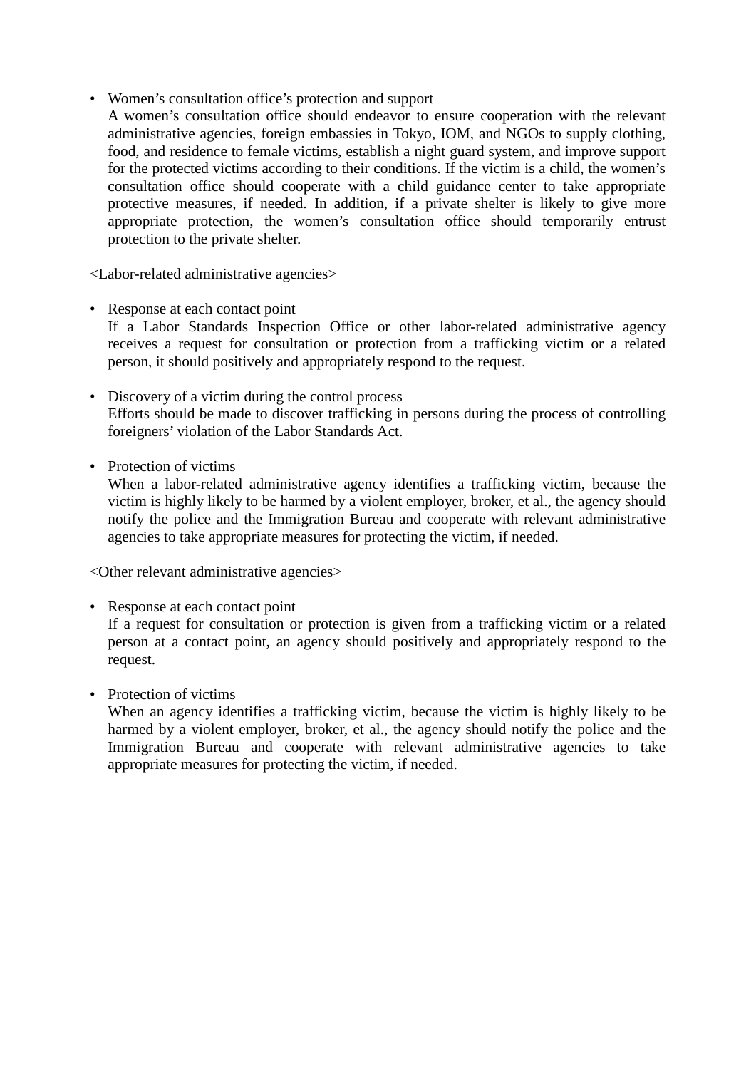- Women's consultation office's protection and support
  A women's consultation office should endeavor to ensure cooperation with the relevant administrative agencies, foreign embassies in Tokyo, IOM, and NGOs to supply clothing, food, and residence to female victims, establish a night guard system, and improve support for the protected victims according to their conditions. If the victim is a child, the women's consultation office should cooperate with a child guidance center to take appropriate protective measures, if needed. In addition, if a private shelter is likely to give more appropriate protection, the women's consultation office should temporarily entrust protection to the private shelter.

<Labor-related administrative agencies>

- Response at each contact point
  If a Labor Standards Inspection Office or other labor-related administrative agency receives a request for consultation or protection from a trafficking victim or a related person, it should positively and appropriately respond to the request.

- Discovery of a victim during the control process
  Efforts should be made to discover trafficking in persons during the process of controlling foreigners' violation of the Labor Standards Act.

- Protection of victims
  When a labor-related administrative agency identifies a trafficking victim, because the victim is highly likely to be harmed by a violent employer, broker, et al., the agency should notify the police and the Immigration Bureau and cooperate with relevant administrative agencies to take appropriate measures for protecting the victim, if needed.

<Other relevant administrative agencies>

- Response at each contact point
  If a request for consultation or protection is given from a trafficking victim or a related person at a contact point, an agency should positively and appropriately respond to the request.

- Protection of victims
  When an agency identifies a trafficking victim, because the victim is highly likely to be harmed by a violent employer, broker, et al., the agency should notify the police and the Immigration Bureau and cooperate with relevant administrative agencies to take appropriate measures for protecting the victim, if needed.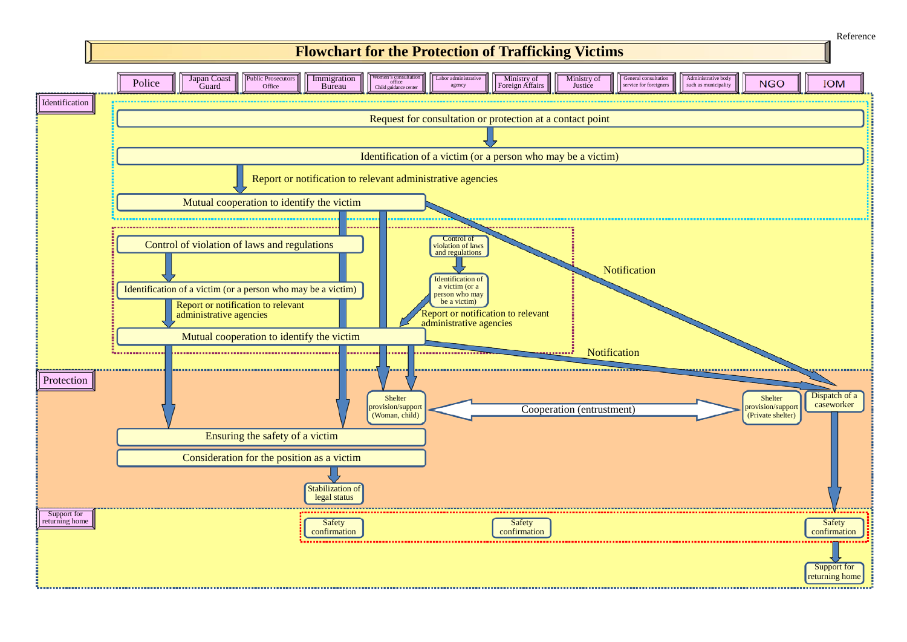Reference

# Flowchart for the Protection of Trafficking Victims

Police | Japan Coast Guard | Public Prosecutors Office | Immigration Bureau | Women's consultation office Child guidance center | Labor administrative agency | Ministry of Foreign Affairs | Ministry of Justice | General consultation service for foreigners | Administrative body such as municipality | NGO | IOM

## Identification

- Request for consultation or protection at a contact point
- Identification of a victim (or a person who may be a victim)
- Report or notification to relevant administrative agencies
- Mutual cooperation to identify the victim
- Control of violation of laws and regulations
- Identification of a victim (or a person who may be a victim)
- Report or notification to relevant administrative agencies
- Mutual cooperation to identify the victim
- Control of violation of laws and regulations
- Identification of a victim (or a person who may be a victim)
- Report or notification to relevant administrative agencies
- Notification
- Notification

## Protection

- Shelter provision/support (Woman, child)
- Cooperation (entrustment)
- Shelter provision/support (Private shelter)
- Dispatch of a caseworker
- Ensuring the safety of a victim
- Consideration for the position as a victim
- Stabilization of legal status

## Support for returning home

- Safety confirmation
- Safety confirmation
- Safety confirmation
- Support for returning home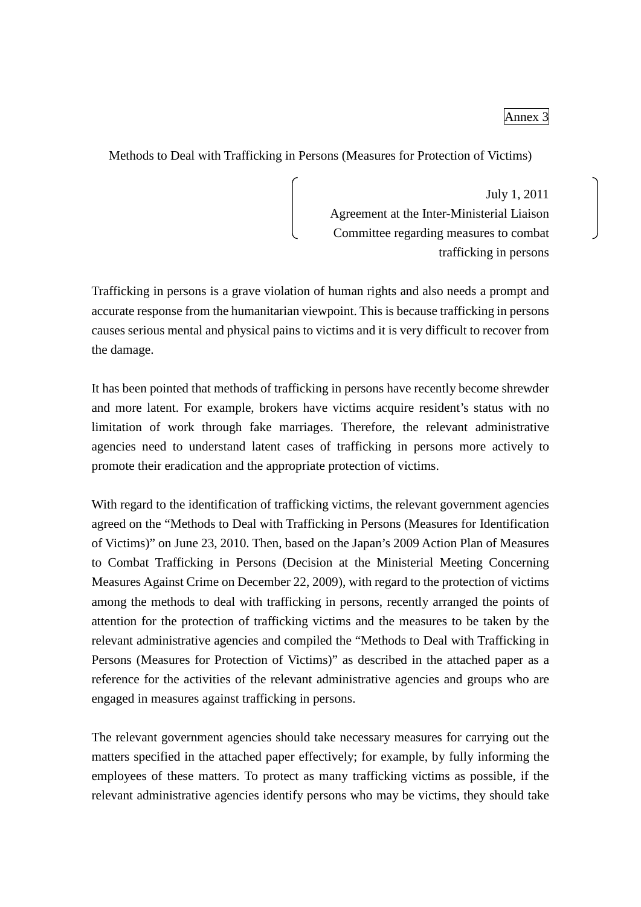Annex 3

## Methods to Deal with Trafficking in Persons (Measures for Protection of Victims)

(July 1, 2011
Agreement at the Inter-Ministerial Liaison Committee regarding measures to combat trafficking in persons)

Trafficking in persons is a grave violation of human rights and also needs a prompt and accurate response from the humanitarian viewpoint. This is because trafficking in persons causes serious mental and physical pains to victims and it is very difficult to recover from the damage.

It has been pointed that methods of trafficking in persons have recently become shrewder and more latent. For example, brokers have victims acquire resident's status with no limitation of work through fake marriages. Therefore, the relevant administrative agencies need to understand latent cases of trafficking in persons more actively to promote their eradication and the appropriate protection of victims.

With regard to the identification of trafficking victims, the relevant government agencies agreed on the "Methods to Deal with Trafficking in Persons (Measures for Identification of Victims)" on June 23, 2010. Then, based on the Japan's 2009 Action Plan of Measures to Combat Trafficking in Persons (Decision at the Ministerial Meeting Concerning Measures Against Crime on December 22, 2009), with regard to the protection of victims among the methods to deal with trafficking in persons, recently arranged the points of attention for the protection of trafficking victims and the measures to be taken by the relevant administrative agencies and compiled the "Methods to Deal with Trafficking in Persons (Measures for Protection of Victims)" as described in the attached paper as a reference for the activities of the relevant administrative agencies and groups who are engaged in measures against trafficking in persons.

The relevant government agencies should take necessary measures for carrying out the matters specified in the attached paper effectively; for example, by fully informing the employees of these matters. To protect as many trafficking victims as possible, if the relevant administrative agencies identify persons who may be victims, they should take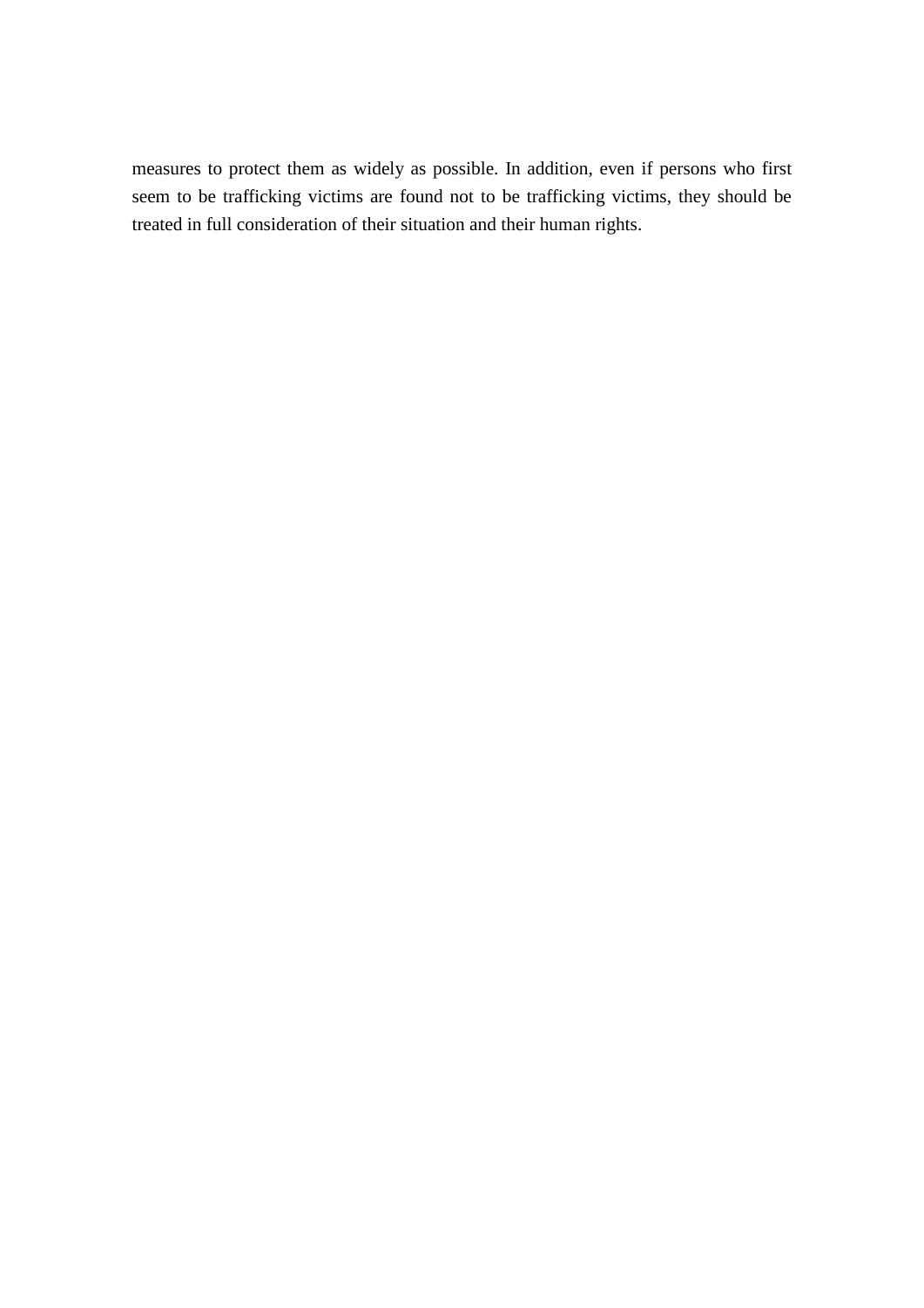measures to protect them as widely as possible. In addition, even if persons who first seem to be trafficking victims are found not to be trafficking victims, they should be treated in full consideration of their situation and their human rights.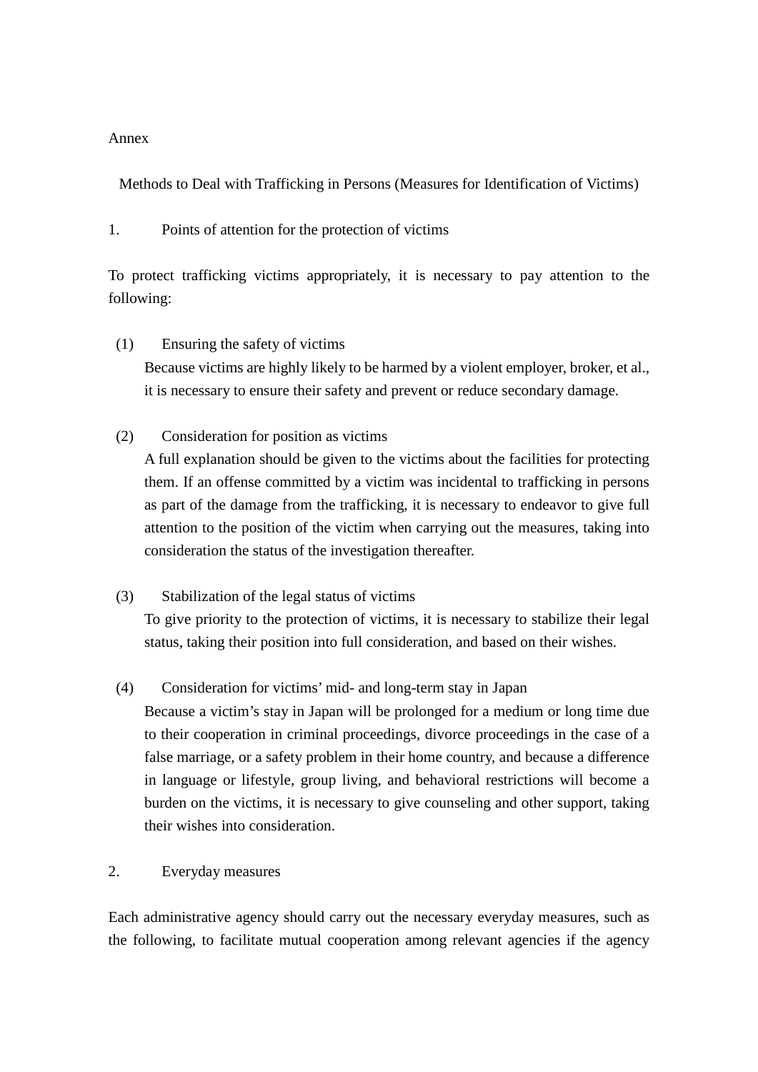Annex

## Methods to Deal with Trafficking in Persons (Measures for Identification of Victims)

### 1. Points of attention for the protection of victims

To protect trafficking victims appropriately, it is necessary to pay attention to the following:

(1) Ensuring the safety of victims

Because victims are highly likely to be harmed by a violent employer, broker, et al., it is necessary to ensure their safety and prevent or reduce secondary damage.

(2) Consideration for position as victims

A full explanation should be given to the victims about the facilities for protecting them. If an offense committed by a victim was incidental to trafficking in persons as part of the damage from the trafficking, it is necessary to endeavor to give full attention to the position of the victim when carrying out the measures, taking into consideration the status of the investigation thereafter.

(3) Stabilization of the legal status of victims

To give priority to the protection of victims, it is necessary to stabilize their legal status, taking their position into full consideration, and based on their wishes.

(4) Consideration for victims' mid- and long-term stay in Japan

Because a victim's stay in Japan will be prolonged for a medium or long time due to their cooperation in criminal proceedings, divorce proceedings in the case of a false marriage, or a safety problem in their home country, and because a difference in language or lifestyle, group living, and behavioral restrictions will become a burden on the victims, it is necessary to give counseling and other support, taking their wishes into consideration.

### 2. Everyday measures

Each administrative agency should carry out the necessary everyday measures, such as the following, to facilitate mutual cooperation among relevant agencies if the agency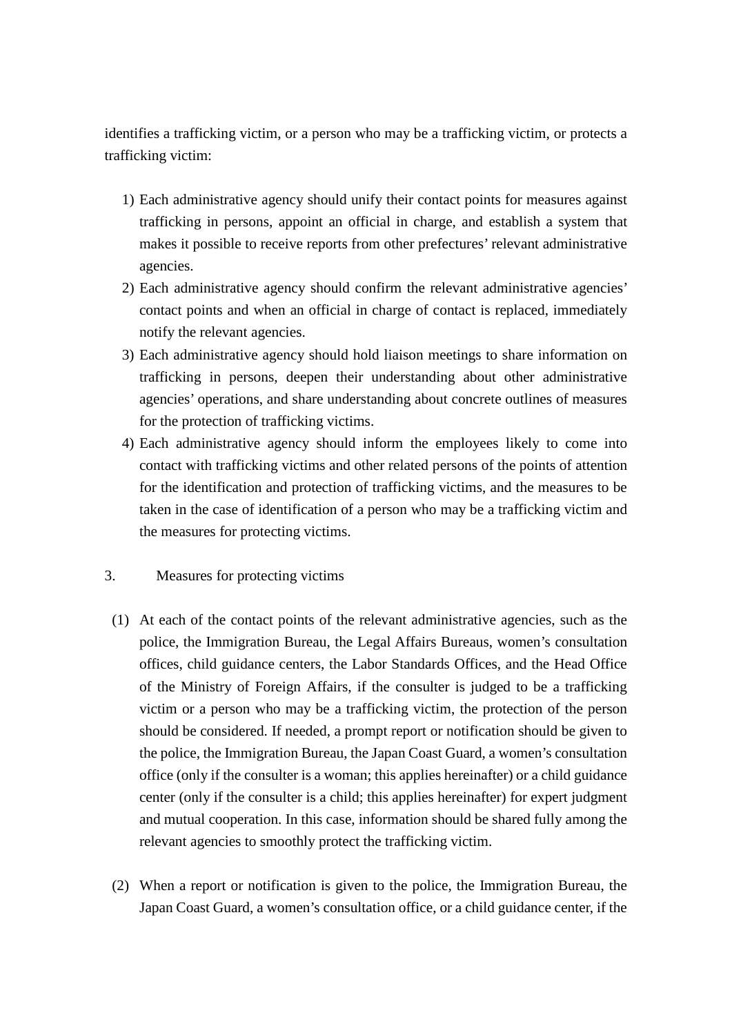identifies a trafficking victim, or a person who may be a trafficking victim, or protects a trafficking victim:

1) Each administrative agency should unify their contact points for measures against trafficking in persons, appoint an official in charge, and establish a system that makes it possible to receive reports from other prefectures' relevant administrative agencies.
2) Each administrative agency should confirm the relevant administrative agencies' contact points and when an official in charge of contact is replaced, immediately notify the relevant agencies.
3) Each administrative agency should hold liaison meetings to share information on trafficking in persons, deepen their understanding about other administrative agencies' operations, and share understanding about concrete outlines of measures for the protection of trafficking victims.
4) Each administrative agency should inform the employees likely to come into contact with trafficking victims and other related persons of the points of attention for the identification and protection of trafficking victims, and the measures to be taken in the case of identification of a person who may be a trafficking victim and the measures for protecting victims.

3. Measures for protecting victims

(1) At each of the contact points of the relevant administrative agencies, such as the police, the Immigration Bureau, the Legal Affairs Bureaus, women's consultation offices, child guidance centers, the Labor Standards Offices, and the Head Office of the Ministry of Foreign Affairs, if the consulter is judged to be a trafficking victim or a person who may be a trafficking victim, the protection of the person should be considered. If needed, a prompt report or notification should be given to the police, the Immigration Bureau, the Japan Coast Guard, a women's consultation office (only if the consulter is a woman; this applies hereinafter) or a child guidance center (only if the consulter is a child; this applies hereinafter) for expert judgment and mutual cooperation. In this case, information should be shared fully among the relevant agencies to smoothly protect the trafficking victim.

(2) When a report or notification is given to the police, the Immigration Bureau, the Japan Coast Guard, a women's consultation office, or a child guidance center, if the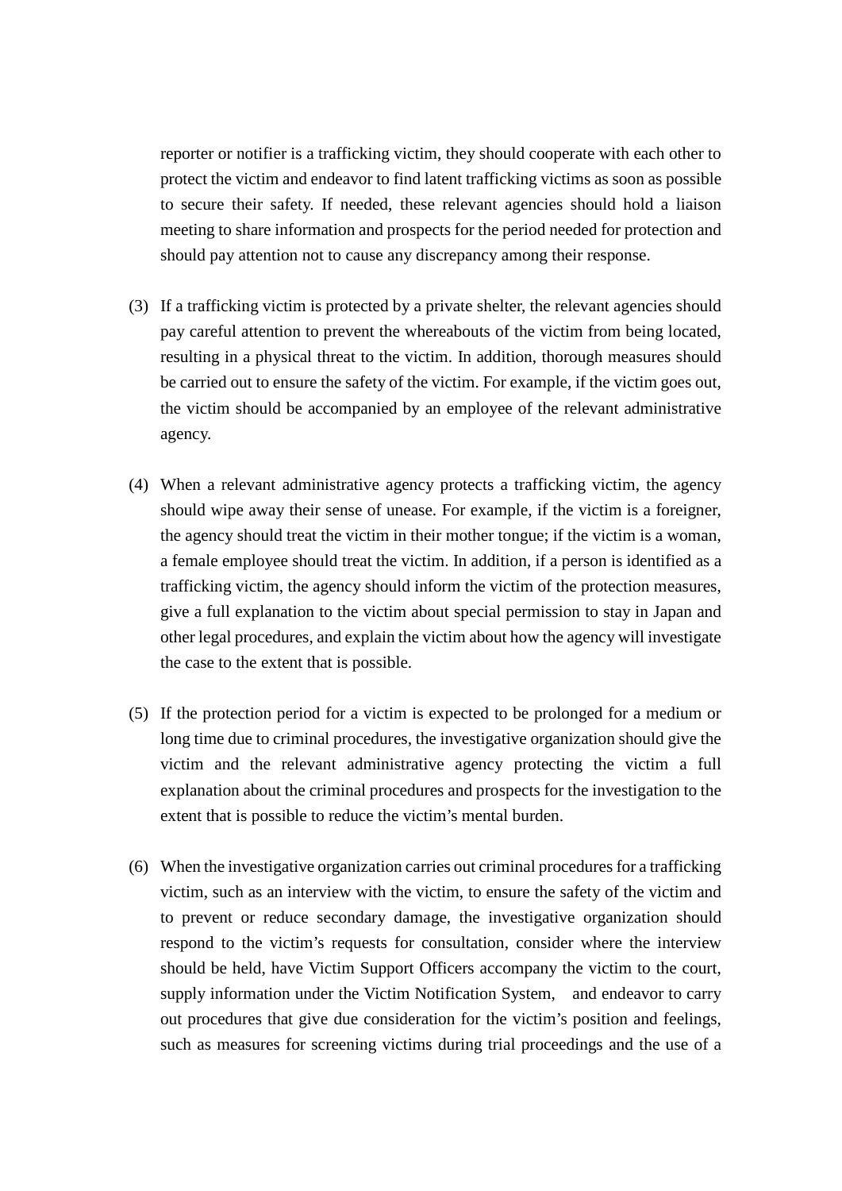reporter or notifier is a trafficking victim, they should cooperate with each other to protect the victim and endeavor to find latent trafficking victims as soon as possible to secure their safety. If needed, these relevant agencies should hold a liaison meeting to share information and prospects for the period needed for protection and should pay attention not to cause any discrepancy among their response.

(3) If a trafficking victim is protected by a private shelter, the relevant agencies should pay careful attention to prevent the whereabouts of the victim from being located, resulting in a physical threat to the victim. In addition, thorough measures should be carried out to ensure the safety of the victim. For example, if the victim goes out, the victim should be accompanied by an employee of the relevant administrative agency.

(4) When a relevant administrative agency protects a trafficking victim, the agency should wipe away their sense of unease. For example, if the victim is a foreigner, the agency should treat the victim in their mother tongue; if the victim is a woman, a female employee should treat the victim. In addition, if a person is identified as a trafficking victim, the agency should inform the victim of the protection measures, give a full explanation to the victim about special permission to stay in Japan and other legal procedures, and explain the victim about how the agency will investigate the case to the extent that is possible.

(5) If the protection period for a victim is expected to be prolonged for a medium or long time due to criminal procedures, the investigative organization should give the victim and the relevant administrative agency protecting the victim a full explanation about the criminal procedures and prospects for the investigation to the extent that is possible to reduce the victim's mental burden.

(6) When the investigative organization carries out criminal procedures for a trafficking victim, such as an interview with the victim, to ensure the safety of the victim and to prevent or reduce secondary damage, the investigative organization should respond to the victim's requests for consultation, consider where the interview should be held, have Victim Support Officers accompany the victim to the court, supply information under the Victim Notification System, and endeavor to carry out procedures that give due consideration for the victim's position and feelings, such as measures for screening victims during trial proceedings and the use of a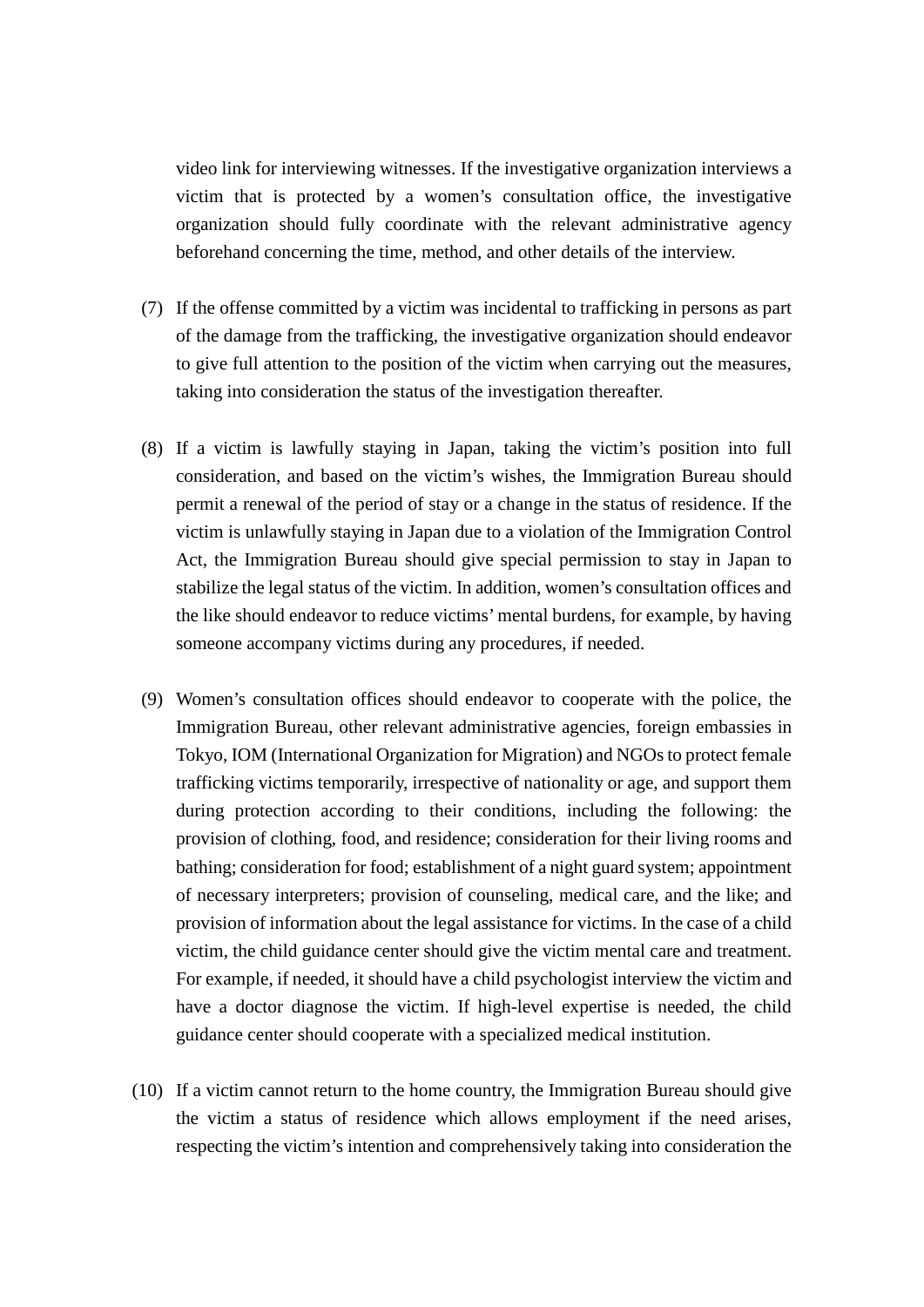video link for interviewing witnesses. If the investigative organization interviews a victim that is protected by a women's consultation office, the investigative organization should fully coordinate with the relevant administrative agency beforehand concerning the time, method, and other details of the interview.

(7) If the offense committed by a victim was incidental to trafficking in persons as part of the damage from the trafficking, the investigative organization should endeavor to give full attention to the position of the victim when carrying out the measures, taking into consideration the status of the investigation thereafter.

(8) If a victim is lawfully staying in Japan, taking the victim's position into full consideration, and based on the victim's wishes, the Immigration Bureau should permit a renewal of the period of stay or a change in the status of residence. If the victim is unlawfully staying in Japan due to a violation of the Immigration Control Act, the Immigration Bureau should give special permission to stay in Japan to stabilize the legal status of the victim. In addition, women's consultation offices and the like should endeavor to reduce victims' mental burdens, for example, by having someone accompany victims during any procedures, if needed.

(9) Women's consultation offices should endeavor to cooperate with the police, the Immigration Bureau, other relevant administrative agencies, foreign embassies in Tokyo, IOM (International Organization for Migration) and NGOs to protect female trafficking victims temporarily, irrespective of nationality or age, and support them during protection according to their conditions, including the following: the provision of clothing, food, and residence; consideration for their living rooms and bathing; consideration for food; establishment of a night guard system; appointment of necessary interpreters; provision of counseling, medical care, and the like; and provision of information about the legal assistance for victims. In the case of a child victim, the child guidance center should give the victim mental care and treatment. For example, if needed, it should have a child psychologist interview the victim and have a doctor diagnose the victim. If high-level expertise is needed, the child guidance center should cooperate with a specialized medical institution.

(10) If a victim cannot return to the home country, the Immigration Bureau should give the victim a status of residence which allows employment if the need arises, respecting the victim's intention and comprehensively taking into consideration the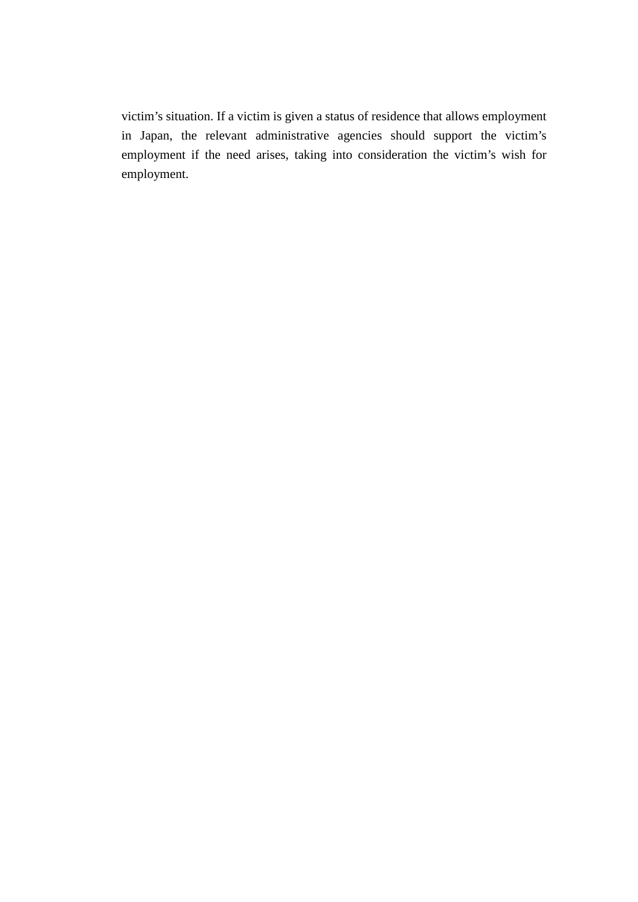victim’s situation. If a victim is given a status of residence that allows employment in Japan, the relevant administrative agencies should support the victim’s employment if the need arises, taking into consideration the victim’s wish for employment.